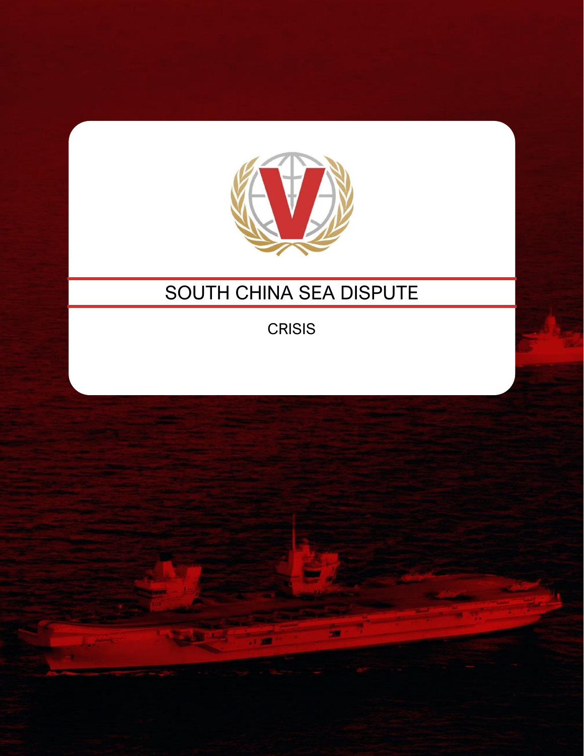# SOUTH CHINA SEA DISPUTE

CRISIS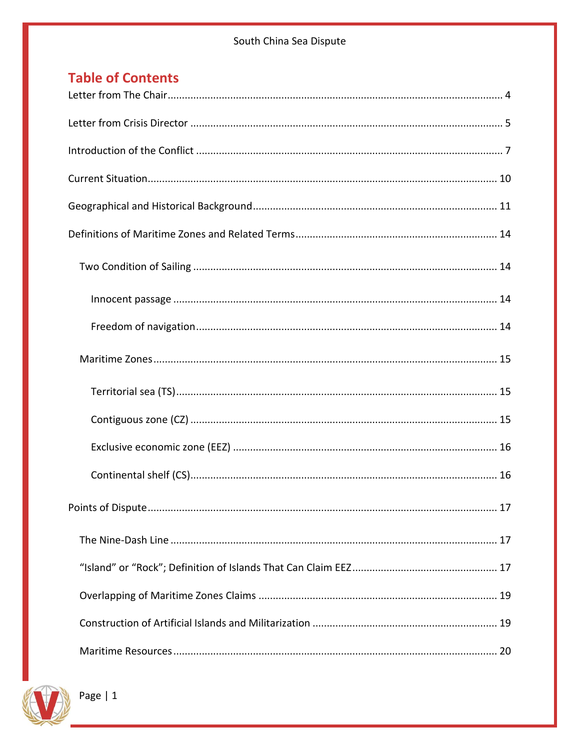## Table of Contents

Letter from The Chair ..... 4

Letter from Crisis Director ..... 5

Introduction of the Conflict ..... 7

Current Situation ..... 10

Geographical and Historical Background ..... 11

Definitions of Maritime Zones and Related Terms ..... 14

- Two Condition of Sailing ..... 14
  - Innocent passage ..... 14
  - Freedom of navigation ..... 14
- Maritime Zones ..... 15
  - Territorial sea (TS) ..... 15
  - Contiguous zone (CZ) ..... 15
  - Exclusive economic zone (EEZ) ..... 16
  - Continental shelf (CS) ..... 16

Points of Dispute ..... 17

- The Nine-Dash Line ..... 17
- "Island" or "Rock"; Definition of Islands That Can Claim EEZ ..... 17
- Overlapping of Maritime Zones Claims ..... 19
- Construction of Artificial Islands and Militarization ..... 19
- Maritime Resources ..... 20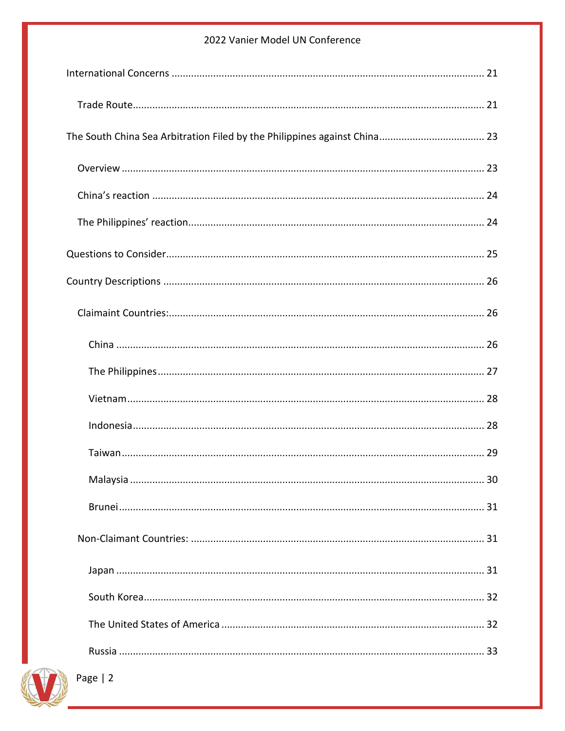International Concerns ........................................................................................................ 21

- Trade Route ........................................................................................................ 21

The South China Sea Arbitration Filed by the Philippines against China ........................................ 23

- Overview ........................................................................................................ 23
- China's reaction ........................................................................................................ 24
- The Philippines' reaction ........................................................................................................ 24

Questions to Consider ........................................................................................................ 25

Country Descriptions ........................................................................................................ 26

- Claimaint Countries: ........................................................................................................ 26
  - China ........................................................................................................ 26
  - The Philippines ........................................................................................................ 27
  - Vietnam ........................................................................................................ 28
  - Indonesia ........................................................................................................ 28
  - Taiwan ........................................................................................................ 29
  - Malaysia ........................................................................................................ 30
  - Brunei ........................................................................................................ 31
- Non-Claimant Countries: ........................................................................................................ 31
  - Japan ........................................................................................................ 31
  - South Korea ........................................................................................................ 32
  - The United States of America ........................................................................................................ 32
  - Russia ........................................................................................................ 33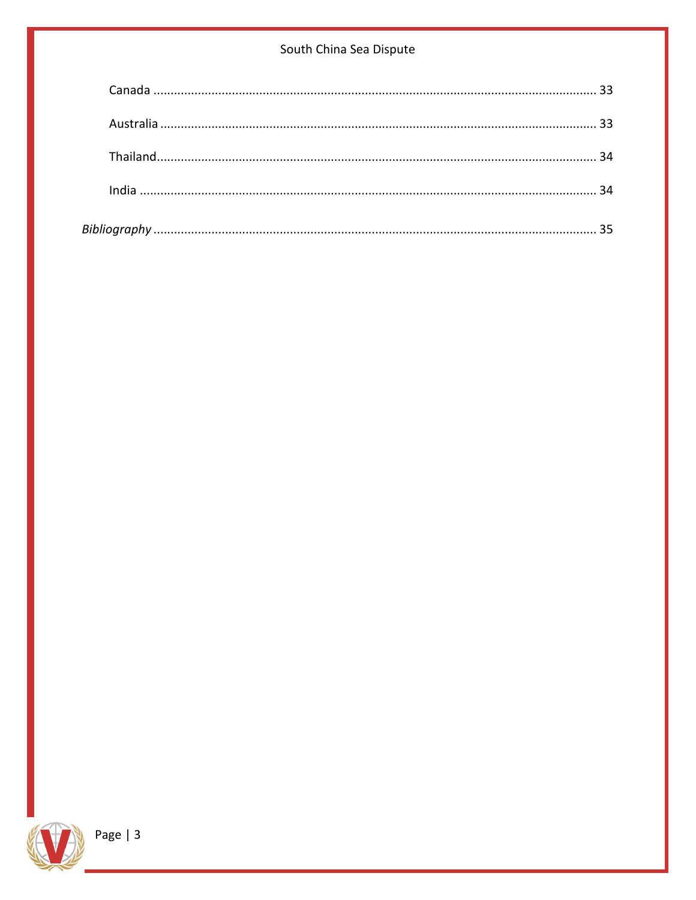Canada ........................................................................................................................ 33

Australia ...................................................................................................................... 33

Thailand ....................................................................................................................... 34

India ............................................................................................................................ 34

*Bibliography* ................................................................................................................ 35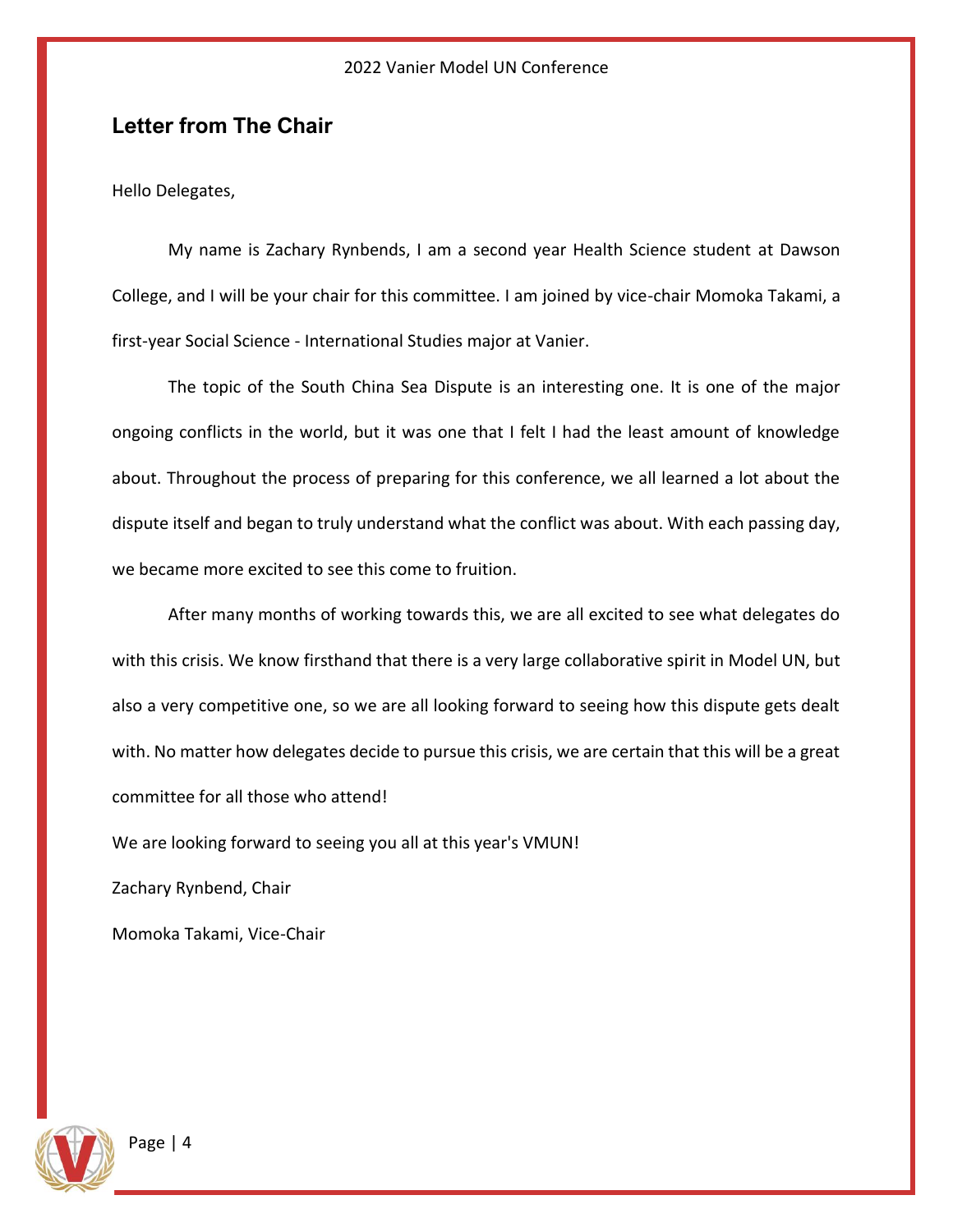## Letter from The Chair

Hello Delegates,

My name is Zachary Rynbends, I am a second year Health Science student at Dawson College, and I will be your chair for this committee. I am joined by vice-chair Momoka Takami, a first-year Social Science - International Studies major at Vanier.

The topic of the South China Sea Dispute is an interesting one. It is one of the major ongoing conflicts in the world, but it was one that I felt I had the least amount of knowledge about. Throughout the process of preparing for this conference, we all learned a lot about the dispute itself and began to truly understand what the conflict was about. With each passing day, we became more excited to see this come to fruition.

After many months of working towards this, we are all excited to see what delegates do with this crisis. We know firsthand that there is a very large collaborative spirit in Model UN, but also a very competitive one, so we are all looking forward to seeing how this dispute gets dealt with. No matter how delegates decide to pursue this crisis, we are certain that this will be a great committee for all those who attend!

We are looking forward to seeing you all at this year's VMUN!

Zachary Rynbend, Chair

Momoka Takami, Vice-Chair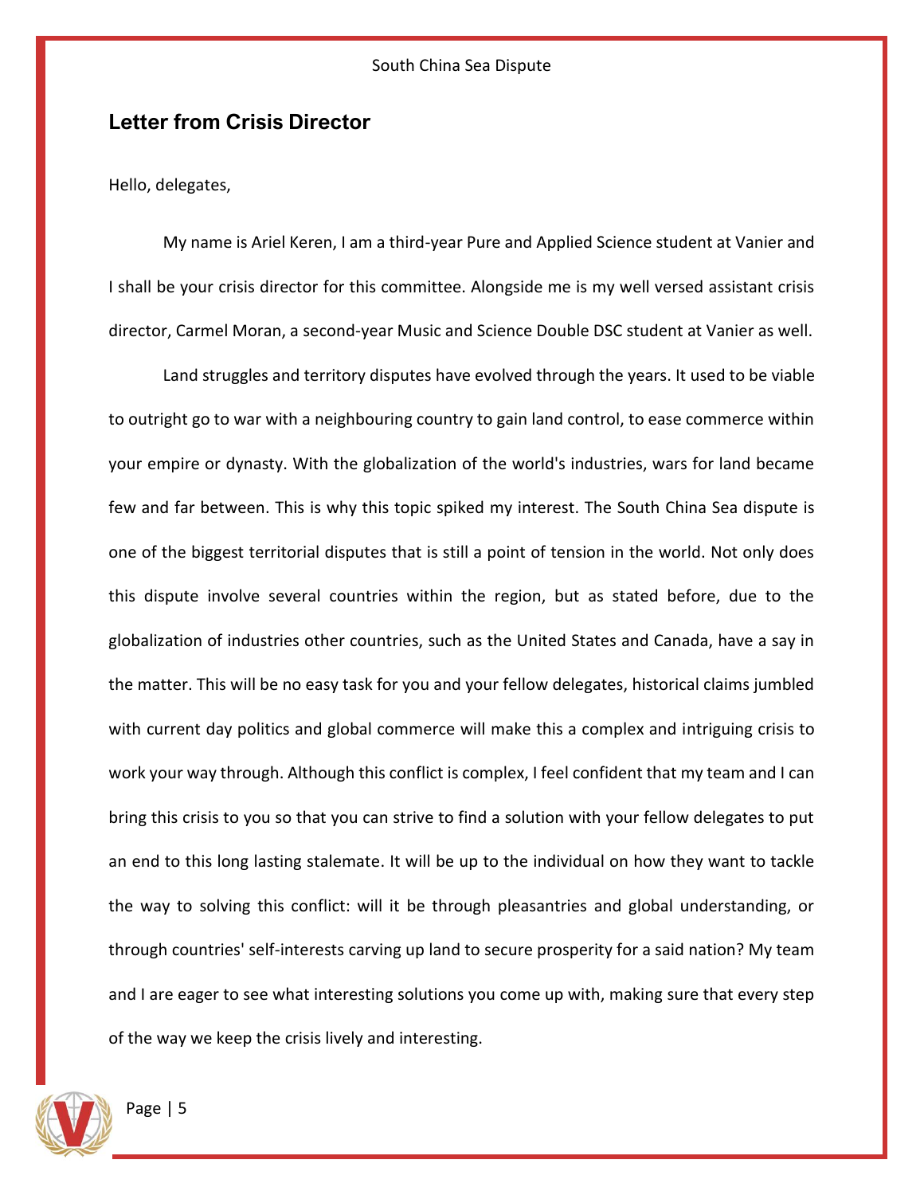## Letter from Crisis Director

Hello, delegates,

My name is Ariel Keren, I am a third-year Pure and Applied Science student at Vanier and I shall be your crisis director for this committee. Alongside me is my well versed assistant crisis director, Carmel Moran, a second-year Music and Science Double DSC student at Vanier as well.

Land struggles and territory disputes have evolved through the years. It used to be viable to outright go to war with a neighbouring country to gain land control, to ease commerce within your empire or dynasty. With the globalization of the world's industries, wars for land became few and far between. This is why this topic spiked my interest. The South China Sea dispute is one of the biggest territorial disputes that is still a point of tension in the world. Not only does this dispute involve several countries within the region, but as stated before, due to the globalization of industries other countries, such as the United States and Canada, have a say in the matter. This will be no easy task for you and your fellow delegates, historical claims jumbled with current day politics and global commerce will make this a complex and intriguing crisis to work your way through. Although this conflict is complex, I feel confident that my team and I can bring this crisis to you so that you can strive to find a solution with your fellow delegates to put an end to this long lasting stalemate. It will be up to the individual on how they want to tackle the way to solving this conflict: will it be through pleasantries and global understanding, or through countries' self-interests carving up land to secure prosperity for a said nation? My team and I are eager to see what interesting solutions you come up with, making sure that every step of the way we keep the crisis lively and interesting.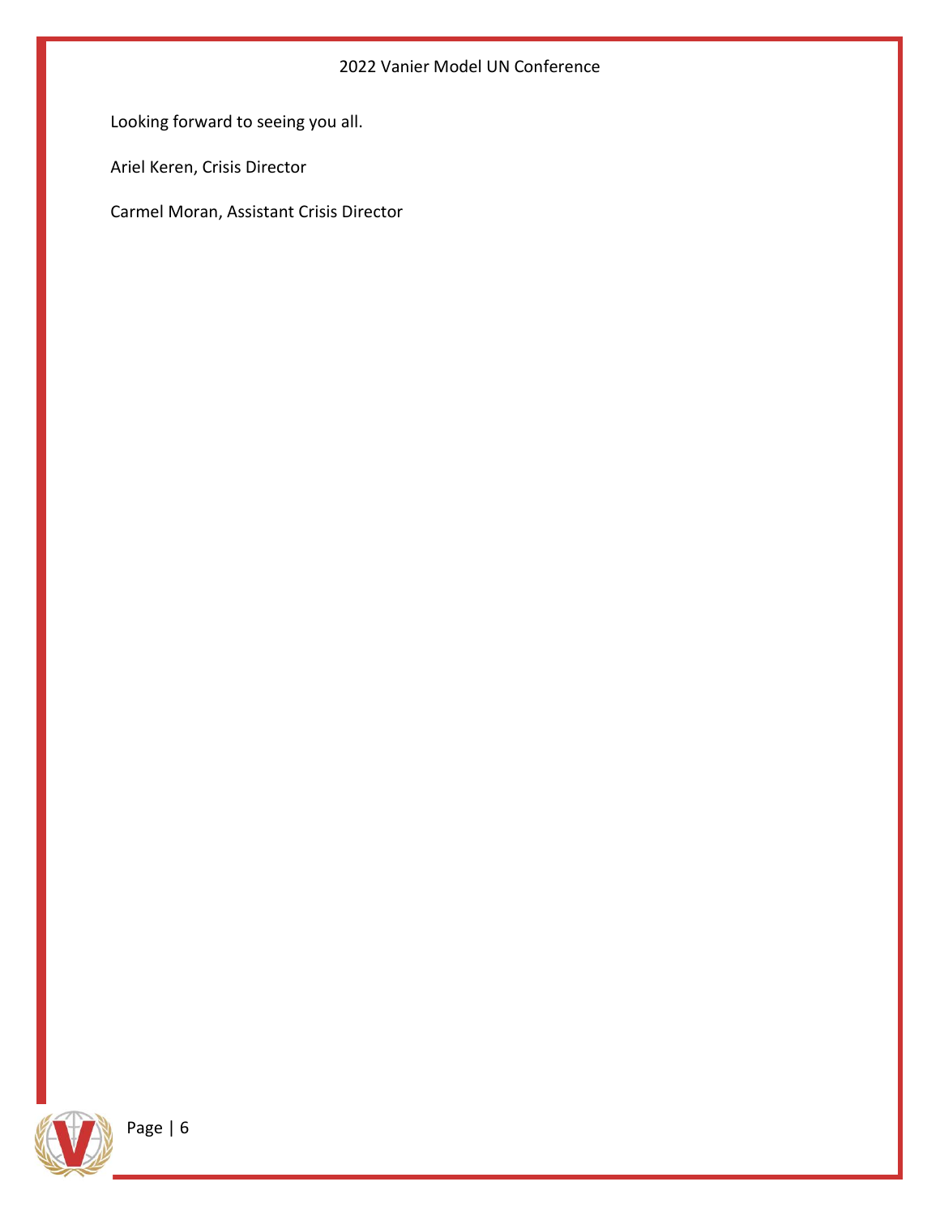Looking forward to seeing you all.

Ariel Keren, Crisis Director

Carmel Moran, Assistant Crisis Director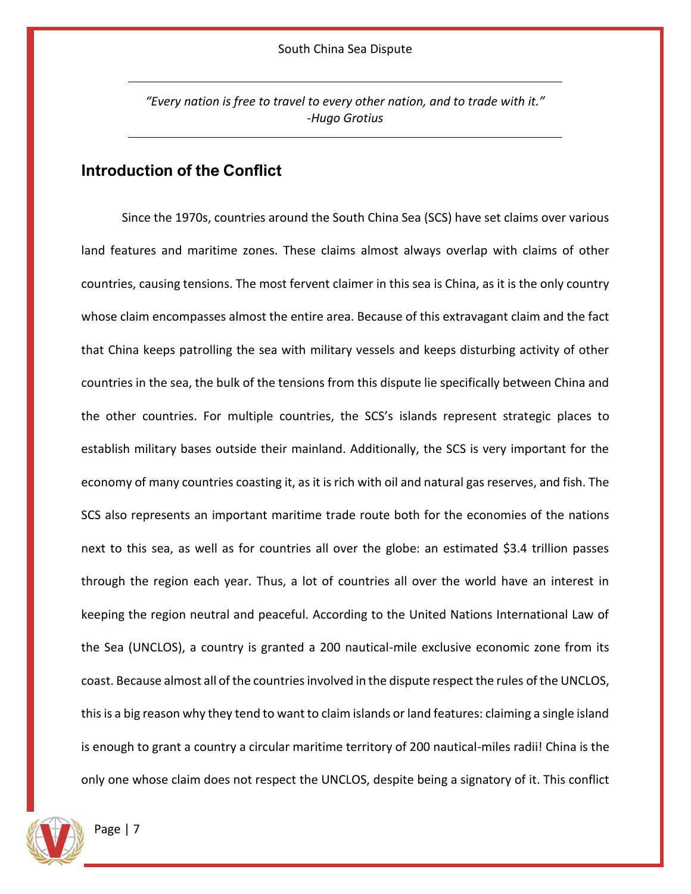*“Every nation is free to travel to every other nation, and to trade with it.”*
*-Hugo Grotius*

## Introduction of the Conflict

Since the 1970s, countries around the South China Sea (SCS) have set claims over various land features and maritime zones. These claims almost always overlap with claims of other countries, causing tensions. The most fervent claimer in this sea is China, as it is the only country whose claim encompasses almost the entire area. Because of this extravagant claim and the fact that China keeps patrolling the sea with military vessels and keeps disturbing activity of other countries in the sea, the bulk of the tensions from this dispute lie specifically between China and the other countries. For multiple countries, the SCS's islands represent strategic places to establish military bases outside their mainland. Additionally, the SCS is very important for the economy of many countries coasting it, as it is rich with oil and natural gas reserves, and fish. The SCS also represents an important maritime trade route both for the economies of the nations next to this sea, as well as for countries all over the globe: an estimated $3.4 trillion passes through the region each year. Thus, a lot of countries all over the world have an interest in keeping the region neutral and peaceful. According to the United Nations International Law of the Sea (UNCLOS), a country is granted a 200 nautical-mile exclusive economic zone from its coast. Because almost all of the countries involved in the dispute respect the rules of the UNCLOS, this is a big reason why they tend to want to claim islands or land features: claiming a single island is enough to grant a country a circular maritime territory of 200 nautical-miles radii! China is the only one whose claim does not respect the UNCLOS, despite being a signatory of it. This conflict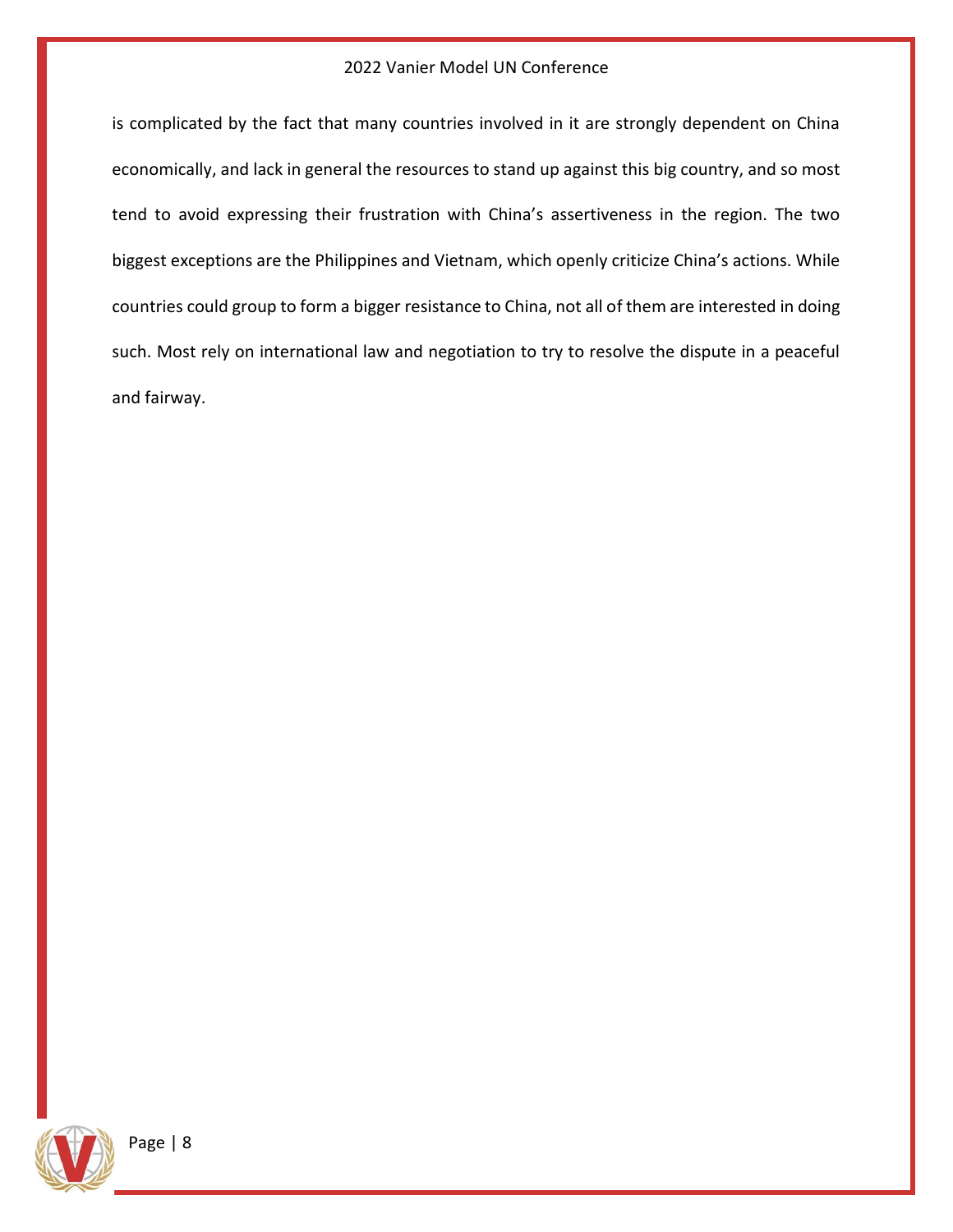is complicated by the fact that many countries involved in it are strongly dependent on China economically, and lack in general the resources to stand up against this big country, and so most tend to avoid expressing their frustration with China's assertiveness in the region. The two biggest exceptions are the Philippines and Vietnam, which openly criticize China's actions. While countries could group to form a bigger resistance to China, not all of them are interested in doing such. Most rely on international law and negotiation to try to resolve the dispute in a peaceful and fairway.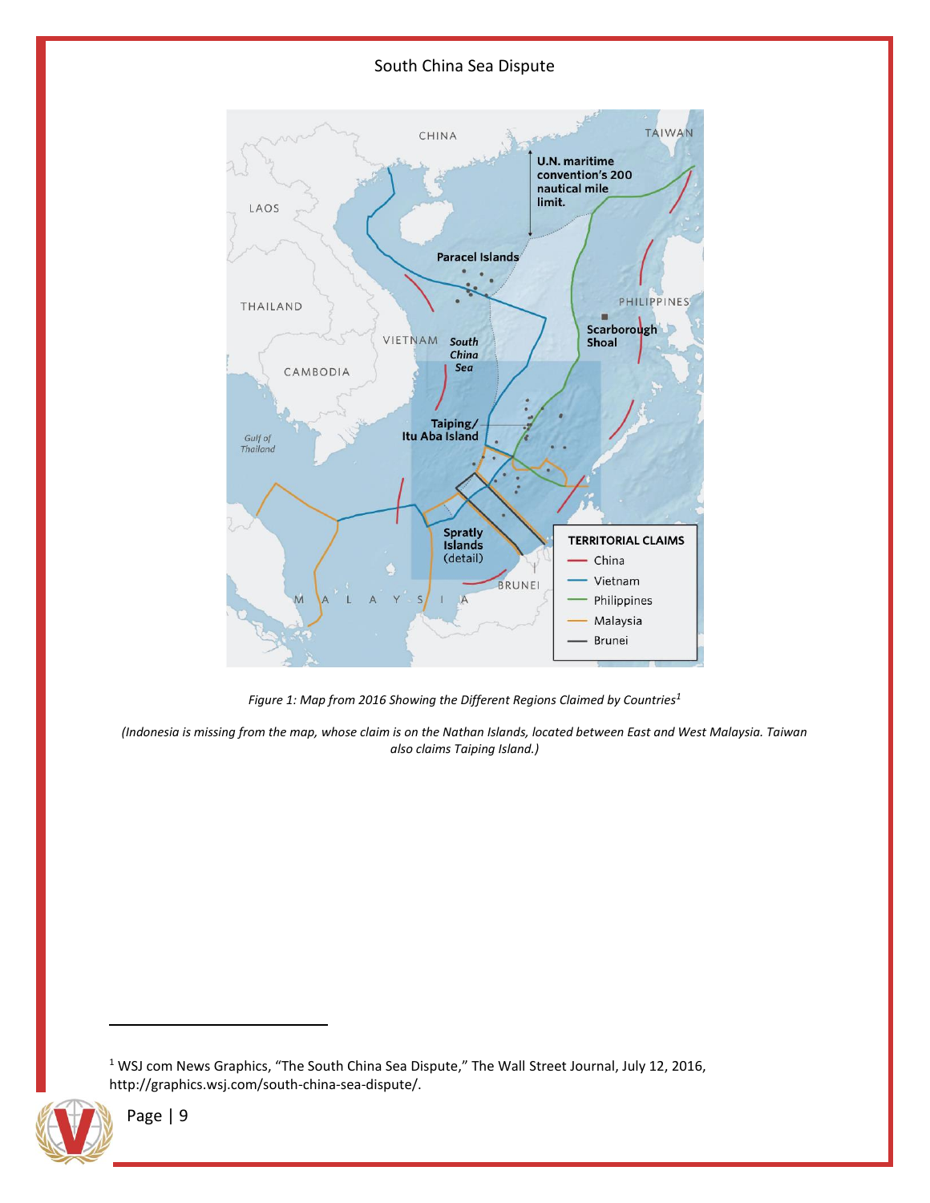South China Sea Dispute

*Figure 1: Map from 2016 Showing the Different Regions Claimed by Countries*[1]

*(Indonesia is missing from the map, whose claim is on the Nathan Islands, located between East and West Malaysia. Taiwan also claims Taiping Island.)*

---

[1] WSJ com News Graphics, "The South China Sea Dispute," The Wall Street Journal, July 12, 2016, http://graphics.wsj.com/south-china-sea-dispute/.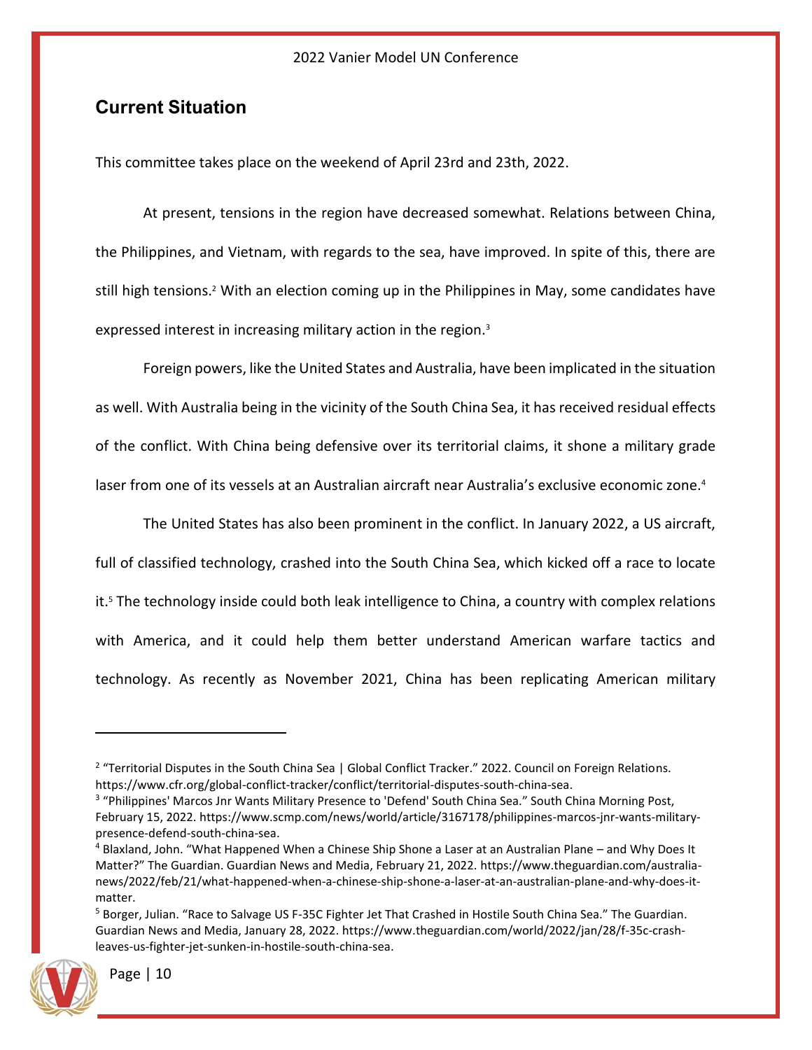## Current Situation

This committee takes place on the weekend of April 23rd and 23th, 2022.

At present, tensions in the region have decreased somewhat. Relations between China, the Philippines, and Vietnam, with regards to the sea, have improved. In spite of this, there are still high tensions.[2] With an election coming up in the Philippines in May, some candidates have expressed interest in increasing military action in the region.[3]

Foreign powers, like the United States and Australia, have been implicated in the situation as well. With Australia being in the vicinity of the South China Sea, it has received residual effects of the conflict. With China being defensive over its territorial claims, it shone a military grade laser from one of its vessels at an Australian aircraft near Australia's exclusive economic zone.[4]

The United States has also been prominent in the conflict. In January 2022, a US aircraft, full of classified technology, crashed into the South China Sea, which kicked off a race to locate it.[5] The technology inside could both leak intelligence to China, a country with complex relations with America, and it could help them better understand American warfare tactics and technology. As recently as November 2021, China has been replicating American military

---

[2] "Territorial Disputes in the South China Sea | Global Conflict Tracker." 2022. Council on Foreign Relations. https://www.cfr.org/global-conflict-tracker/conflict/territorial-disputes-south-china-sea.

[3] "Philippines' Marcos Jnr Wants Military Presence to 'Defend' South China Sea." South China Morning Post, February 15, 2022. https://www.scmp.com/news/world/article/3167178/philippines-marcos-jnr-wants-military-presence-defend-south-china-sea.

[4] Blaxland, John. "What Happened When a Chinese Ship Shone a Laser at an Australian Plane – and Why Does It Matter?" The Guardian. Guardian News and Media, February 21, 2022. https://www.theguardian.com/australia-news/2022/feb/21/what-happened-when-a-chinese-ship-shone-a-laser-at-an-australian-plane-and-why-does-it-matter.

[5] Borger, Julian. "Race to Salvage US F-35C Fighter Jet That Crashed in Hostile South China Sea." The Guardian. Guardian News and Media, January 28, 2022. https://www.theguardian.com/world/2022/jan/28/f-35c-crash-leaves-us-fighter-jet-sunken-in-hostile-south-china-sea.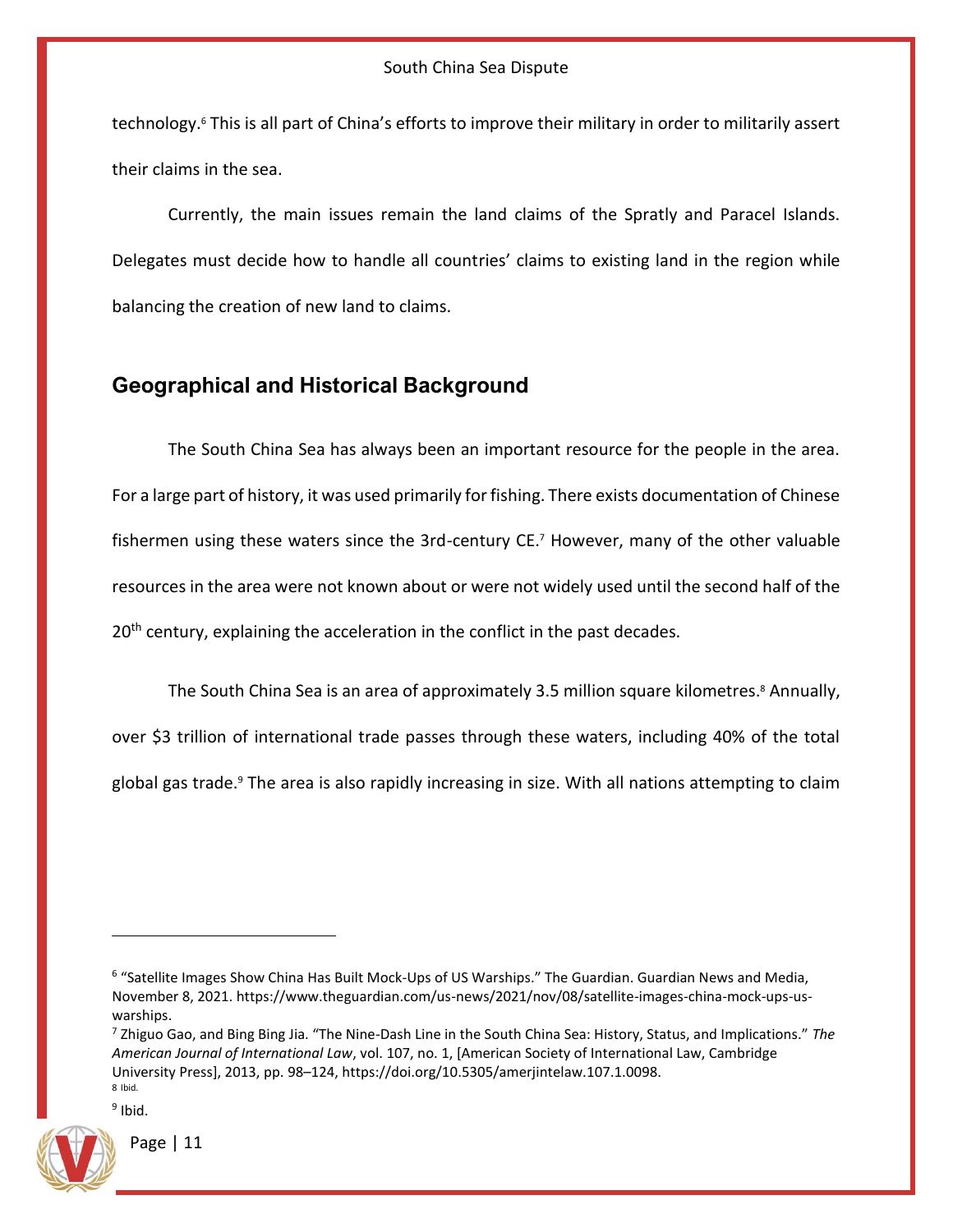technology.[6] This is all part of China's efforts to improve their military in order to militarily assert their claims in the sea.

Currently, the main issues remain the land claims of the Spratly and Paracel Islands. Delegates must decide how to handle all countries' claims to existing land in the region while balancing the creation of new land to claims.

## Geographical and Historical Background

The South China Sea has always been an important resource for the people in the area. For a large part of history, it was used primarily for fishing. There exists documentation of Chinese fishermen using these waters since the 3rd-century CE.[7] However, many of the other valuable resources in the area were not known about or were not widely used until the second half of the 20th century, explaining the acceleration in the conflict in the past decades.

The South China Sea is an area of approximately 3.5 million square kilometres.[8] Annually, over $3 trillion of international trade passes through these waters, including 40% of the total global gas trade.[9] The area is also rapidly increasing in size. With all nations attempting to claim

---

[6] "Satellite Images Show China Has Built Mock-Ups of US Warships." The Guardian. Guardian News and Media, November 8, 2021. https://www.theguardian.com/us-news/2021/nov/08/satellite-images-china-mock-ups-us-warships.

[7] Zhiguo Gao, and Bing Bing Jia. "The Nine-Dash Line in the South China Sea: History, Status, and Implications." *The American Journal of International Law*, vol. 107, no. 1, [American Society of International Law, Cambridge University Press], 2013, pp. 98–124, https://doi.org/10.5305/amerjintelaw.107.1.0098.

[8] Ibid.

[9] Ibid.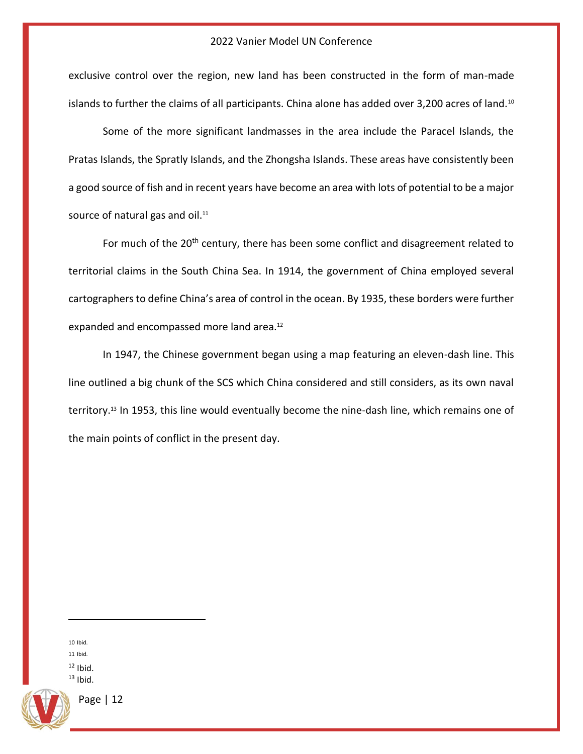exclusive control over the region, new land has been constructed in the form of man-made islands to further the claims of all participants. China alone has added over 3,200 acres of land.[10]

Some of the more significant landmasses in the area include the Paracel Islands, the Pratas Islands, the Spratly Islands, and the Zhongsha Islands. These areas have consistently been a good source of fish and in recent years have become an area with lots of potential to be a major source of natural gas and oil.[11]

For much of the 20th century, there has been some conflict and disagreement related to territorial claims in the South China Sea. In 1914, the government of China employed several cartographers to define China's area of control in the ocean. By 1935, these borders were further expanded and encompassed more land area.[12]

In 1947, the Chinese government began using a map featuring an eleven-dash line. This line outlined a big chunk of the SCS which China considered and still considers, as its own naval territory.[13] In 1953, this line would eventually become the nine-dash line, which remains one of the main points of conflict in the present day.

---

10 Ibid.

11 Ibid.

12 Ibid.

13 Ibid.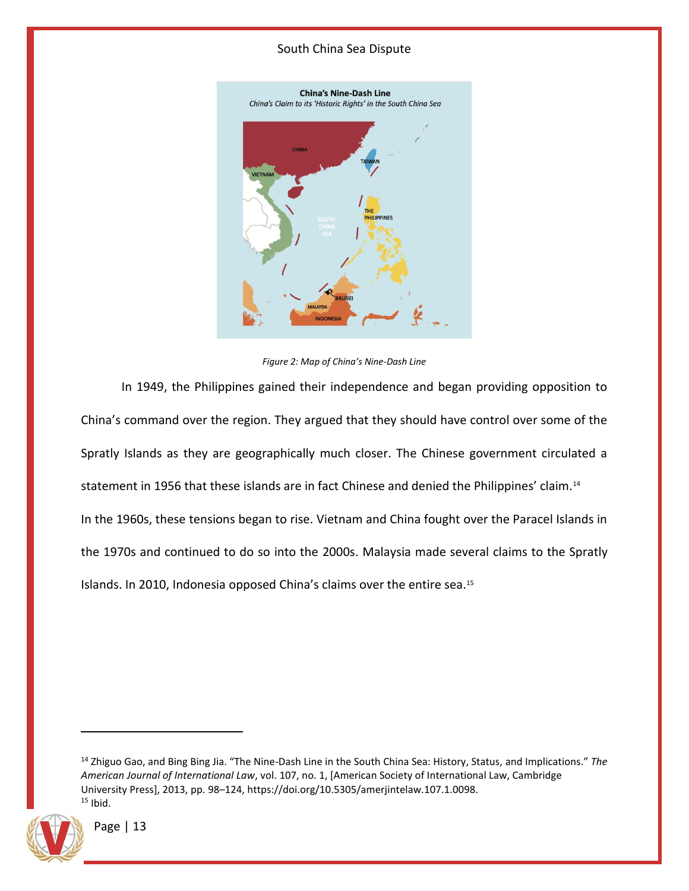Figure 2: Map of China's Nine-Dash Line

In 1949, the Philippines gained their independence and began providing opposition to China's command over the region. They argued that they should have control over some of the Spratly Islands as they are geographically much closer. The Chinese government circulated a statement in 1956 that these islands are in fact Chinese and denied the Philippines' claim.[14]

In the 1960s, these tensions began to rise. Vietnam and China fought over the Paracel Islands in the 1970s and continued to do so into the 2000s. Malaysia made several claims to the Spratly Islands. In 2010, Indonesia opposed China's claims over the entire sea.[15]

---

[14] Zhiguo Gao, and Bing Bing Jia. "The Nine-Dash Line in the South China Sea: History, Status, and Implications." *The American Journal of International Law*, vol. 107, no. 1, [American Society of International Law, Cambridge University Press], 2013, pp. 98–124, https://doi.org/10.5305/amerjintelaw.107.1.0098.

[15] Ibid.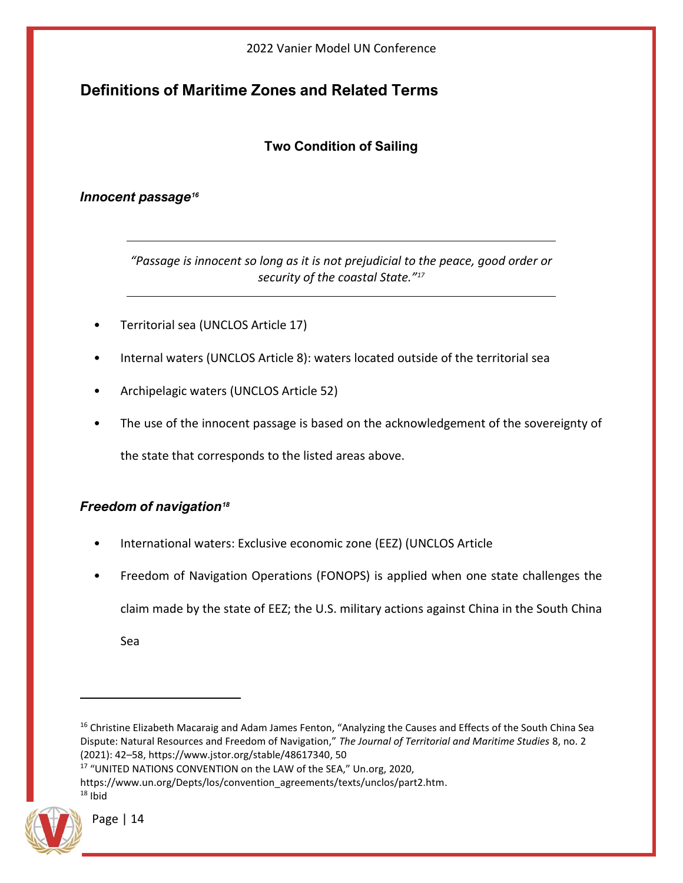## Definitions of Maritime Zones and Related Terms

### Two Condition of Sailing

***Innocent passage*[16]**

> *"Passage is innocent so long as it is not prejudicial to the peace, good order or security of the coastal State."*[17]

- Territorial sea (UNCLOS Article 17)
- Internal waters (UNCLOS Article 8): waters located outside of the territorial sea
- Archipelagic waters (UNCLOS Article 52)
- The use of the innocent passage is based on the acknowledgement of the sovereignty of the state that corresponds to the listed areas above.

***Freedom of navigation*[18]**

- International waters: Exclusive economic zone (EEZ) (UNCLOS Article
- Freedom of Navigation Operations (FONOPS) is applied when one state challenges the claim made by the state of EEZ; the U.S. military actions against China in the South China Sea

---

[16] Christine Elizabeth Macaraig and Adam James Fenton, "Analyzing the Causes and Effects of the South China Sea Dispute: Natural Resources and Freedom of Navigation," *The Journal of Territorial and Maritime Studies* 8, no. 2 (2021): 42–58, https://www.jstor.org/stable/48617340, 50

[17] "UNITED NATIONS CONVENTION on the LAW of the SEA," Un.org, 2020, https://www.un.org/Depts/los/convention_agreements/texts/unclos/part2.htm.

[18] Ibid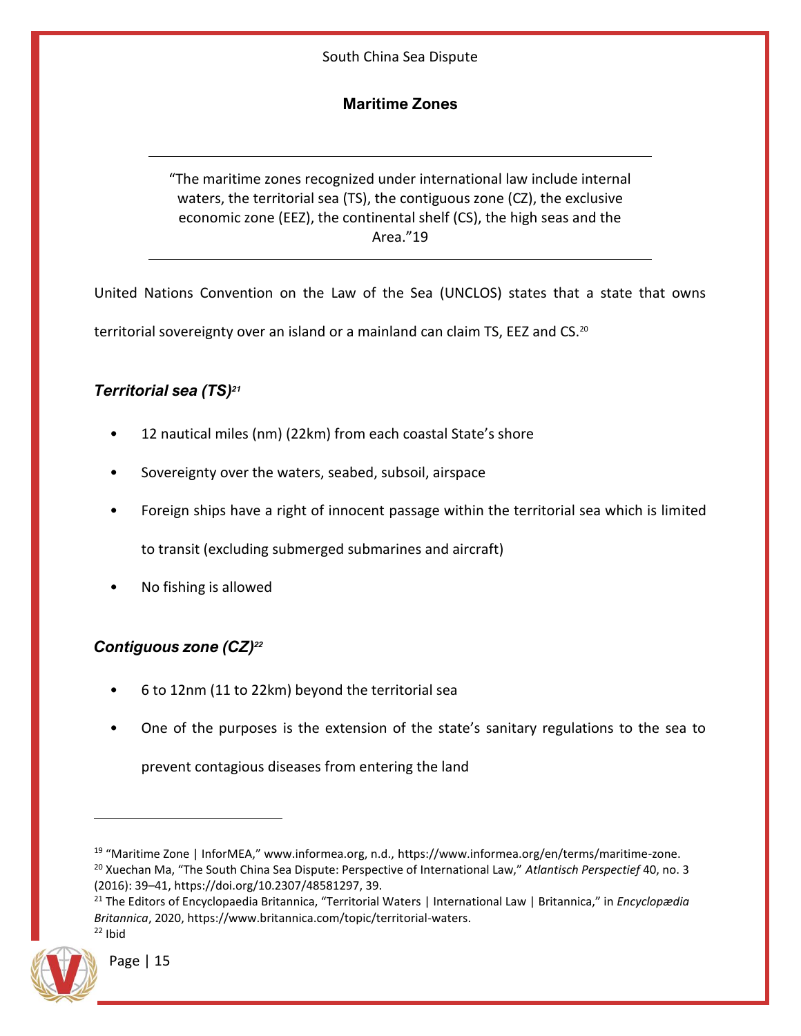## Maritime Zones

---

"The maritime zones recognized under international law include internal waters, the territorial sea (TS), the contiguous zone (CZ), the exclusive economic zone (EEZ), the continental shelf (CS), the high seas and the Area."19

---

United Nations Convention on the Law of the Sea (UNCLOS) states that a state that owns territorial sovereignty over an island or a mainland can claim TS, EEZ and CS.[20]

### *Territorial sea (TS)*[21]

- 12 nautical miles (nm) (22km) from each coastal State's shore
- Sovereignty over the waters, seabed, subsoil, airspace
- Foreign ships have a right of innocent passage within the territorial sea which is limited to transit (excluding submerged submarines and aircraft)
- No fishing is allowed

### *Contiguous zone (CZ)*[22]

- 6 to 12nm (11 to 22km) beyond the territorial sea
- One of the purposes is the extension of the state's sanitary regulations to the sea to prevent contagious diseases from entering the land

---

[19] "Maritime Zone | InforMEA," www.informea.org, n.d., https://www.informea.org/en/terms/maritime-zone.

[20] Xuechan Ma, "The South China Sea Dispute: Perspective of International Law," *Atlantisch Perspectief* 40, no. 3 (2016): 39–41, https://doi.org/10.2307/48581297, 39.

[21] The Editors of Encyclopaedia Britannica, "Territorial Waters | International Law | Britannica," in *Encyclopædia Britannica*, 2020, https://www.britannica.com/topic/territorial-waters.

[22] Ibid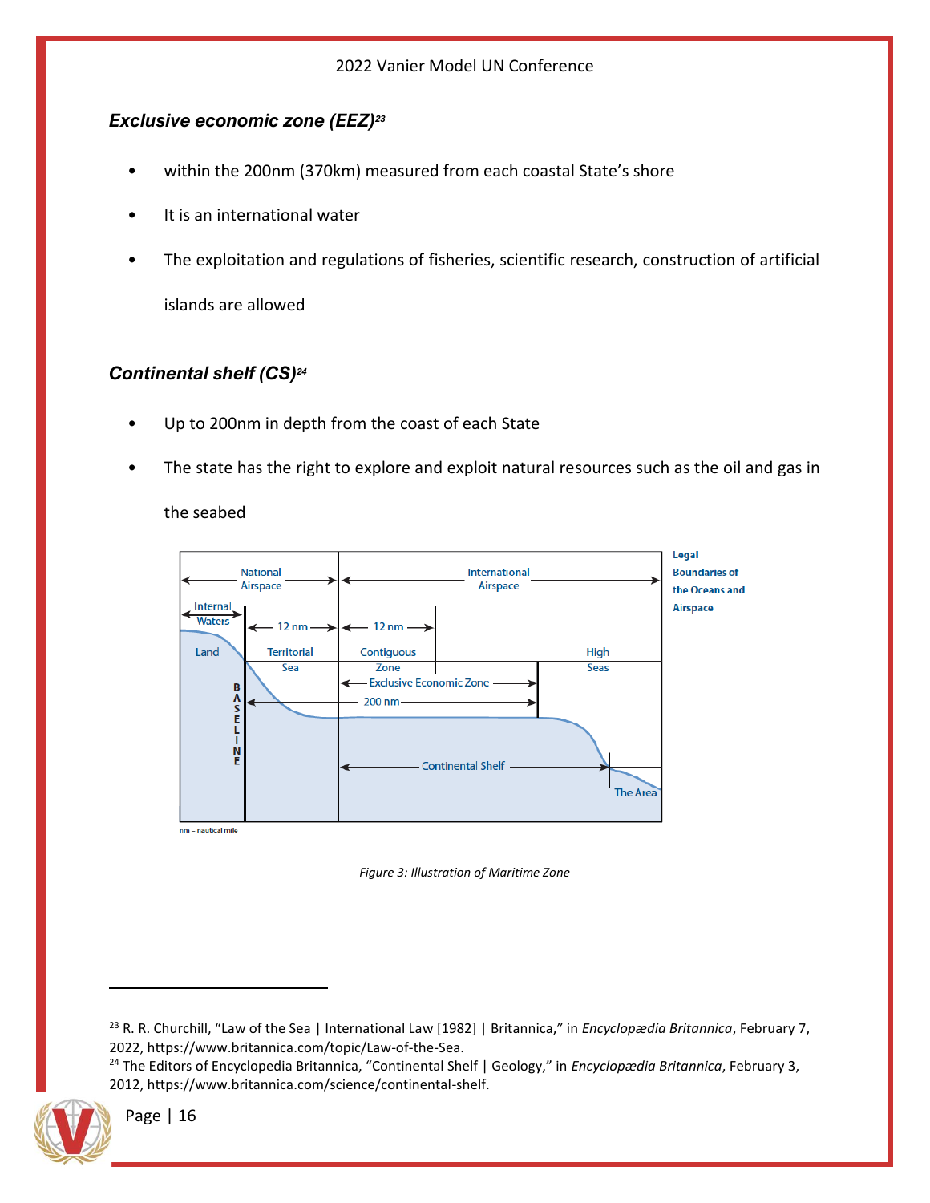### *Exclusive economic zone (EEZ)[23]*

- within the 200nm (370km) measured from each coastal State's shore
- It is an international water
- The exploitation and regulations of fisheries, scientific research, construction of artificial islands are allowed

### *Continental shelf (CS)[24]*

- Up to 200nm in depth from the coast of each State
- The state has the right to explore and exploit natural resources such as the oil and gas in the seabed

*Figure 3: Illustration of Maritime Zone*

---

[23] R. R. Churchill, "Law of the Sea | International Law [1982] | Britannica," in *Encyclopædia Britannica*, February 7, 2022, https://www.britannica.com/topic/Law-of-the-Sea.

[24] The Editors of Encyclopedia Britannica, "Continental Shelf | Geology," in *Encyclopædia Britannica*, February 3, 2012, https://www.britannica.com/science/continental-shelf.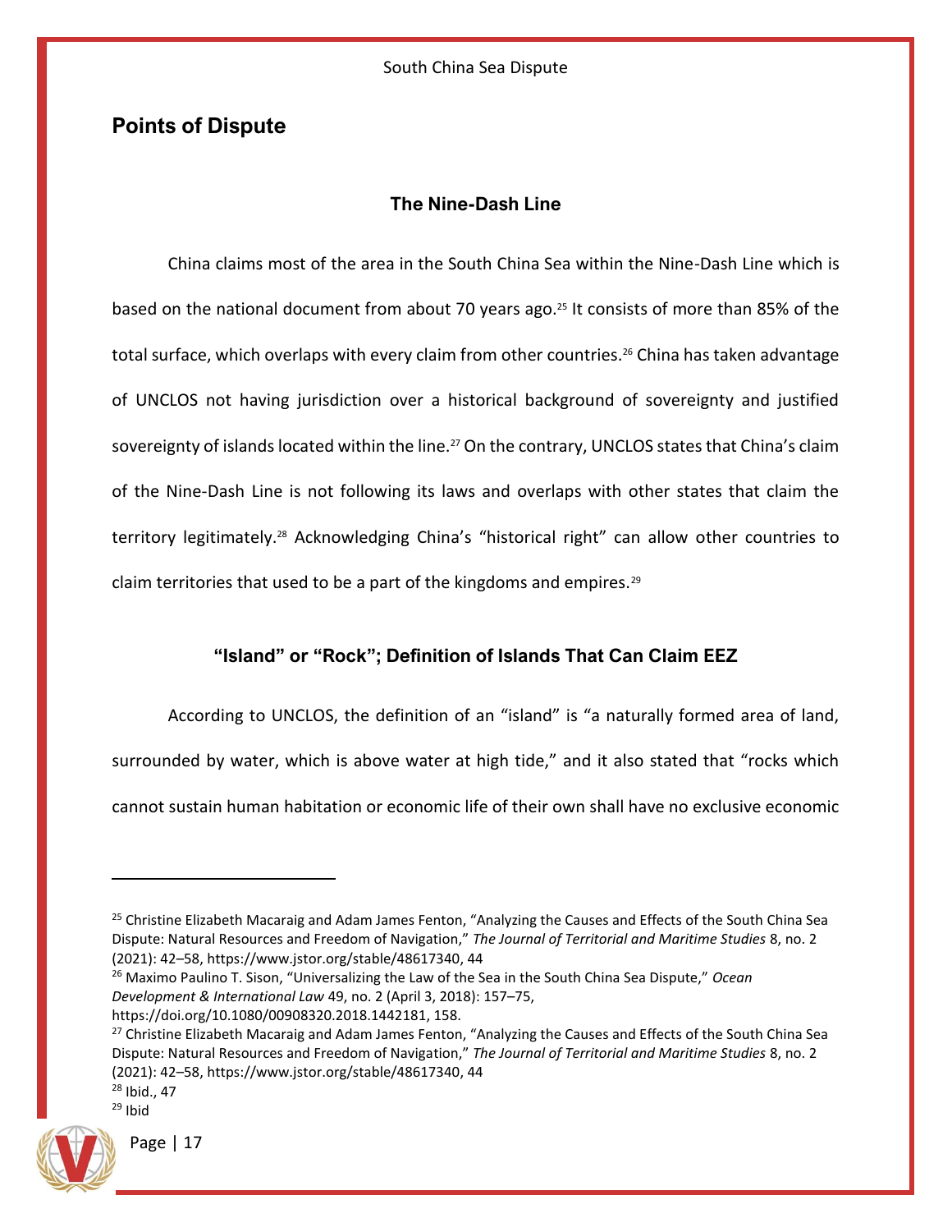## Points of Dispute

### The Nine-Dash Line

China claims most of the area in the South China Sea within the Nine-Dash Line which is based on the national document from about 70 years ago.[25] It consists of more than 85% of the total surface, which overlaps with every claim from other countries.[26] China has taken advantage of UNCLOS not having jurisdiction over a historical background of sovereignty and justified sovereignty of islands located within the line.[27] On the contrary, UNCLOS states that China's claim of the Nine-Dash Line is not following its laws and overlaps with other states that claim the territory legitimately.[28] Acknowledging China's "historical right" can allow other countries to claim territories that used to be a part of the kingdoms and empires.[29]

### "Island" or "Rock"; Definition of Islands That Can Claim EEZ

According to UNCLOS, the definition of an "island" is "a naturally formed area of land, surrounded by water, which is above water at high tide," and it also stated that "rocks which cannot sustain human habitation or economic life of their own shall have no exclusive economic

---

[25] Christine Elizabeth Macaraig and Adam James Fenton, "Analyzing the Causes and Effects of the South China Sea Dispute: Natural Resources and Freedom of Navigation," *The Journal of Territorial and Maritime Studies* 8, no. 2 (2021): 42–58, https://www.jstor.org/stable/48617340, 44

[26] Maximo Paulino T. Sison, "Universalizing the Law of the Sea in the South China Sea Dispute," *Ocean Development & International Law* 49, no. 2 (April 3, 2018): 157–75, https://doi.org/10.1080/00908320.2018.1442181, 158.

[27] Christine Elizabeth Macaraig and Adam James Fenton, "Analyzing the Causes and Effects of the South China Sea Dispute: Natural Resources and Freedom of Navigation," *The Journal of Territorial and Maritime Studies* 8, no. 2 (2021): 42–58, https://www.jstor.org/stable/48617340, 44

[28] Ibid., 47

[29] Ibid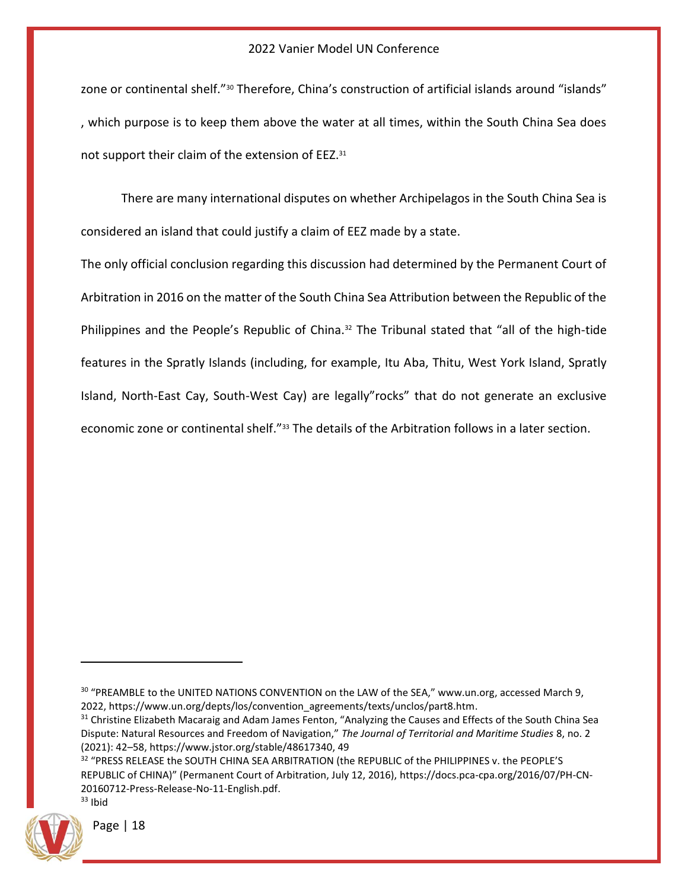zone or continental shelf."[30] Therefore, China's construction of artificial islands around "islands" , which purpose is to keep them above the water at all times, within the South China Sea does not support their claim of the extension of EEZ.[31]

There are many international disputes on whether Archipelagos in the South China Sea is considered an island that could justify a claim of EEZ made by a state.

The only official conclusion regarding this discussion had determined by the Permanent Court of Arbitration in 2016 on the matter of the South China Sea Attribution between the Republic of the Philippines and the People's Republic of China.[32] The Tribunal stated that "all of the high-tide features in the Spratly Islands (including, for example, Itu Aba, Thitu, West York Island, Spratly Island, North-East Cay, South-West Cay) are legally"rocks" that do not generate an exclusive economic zone or continental shelf."[33] The details of the Arbitration follows in a later section.

---

[30] "PREAMBLE to the UNITED NATIONS CONVENTION on the LAW of the SEA," www.un.org, accessed March 9, 2022, https://www.un.org/depts/los/convention_agreements/texts/unclos/part8.htm.

[31] Christine Elizabeth Macaraig and Adam James Fenton, "Analyzing the Causes and Effects of the South China Sea Dispute: Natural Resources and Freedom of Navigation," *The Journal of Territorial and Maritime Studies* 8, no. 2 (2021): 42–58, https://www.jstor.org/stable/48617340, 49

[32] "PRESS RELEASE the SOUTH CHINA SEA ARBITRATION (the REPUBLIC of the PHILIPPINES v. the PEOPLE'S REPUBLIC of CHINA)" (Permanent Court of Arbitration, July 12, 2016), https://docs.pca-cpa.org/2016/07/PH-CN-20160712-Press-Release-No-11-English.pdf.

[33] Ibid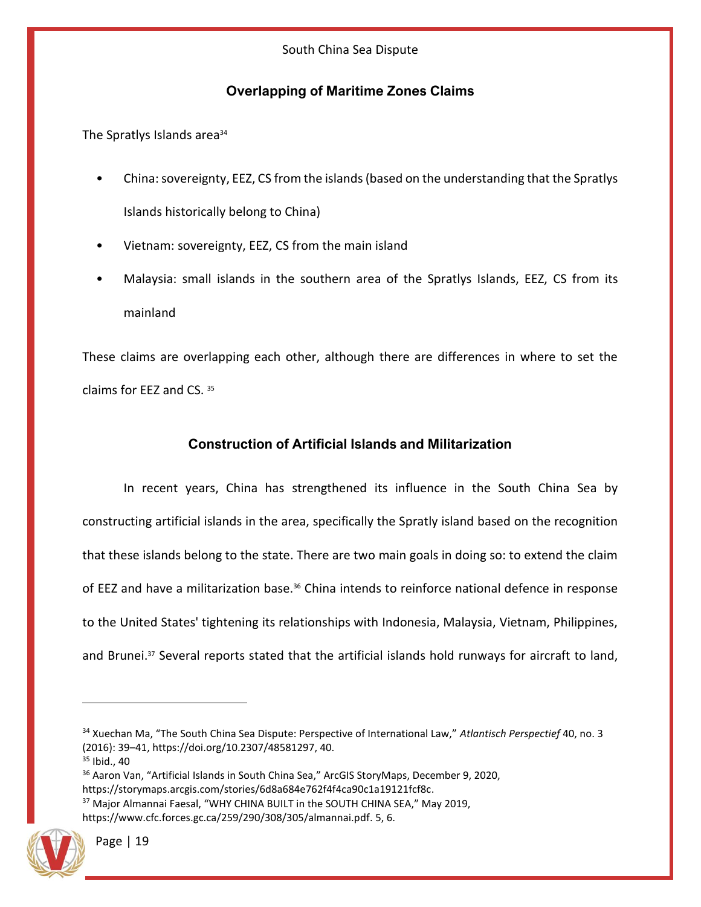## Overlapping of Maritime Zones Claims

The Spratlys Islands area[34]

- China: sovereignty, EEZ, CS from the islands (based on the understanding that the Spratlys Islands historically belong to China)
- Vietnam: sovereignty, EEZ, CS from the main island
- Malaysia: small islands in the southern area of the Spratlys Islands, EEZ, CS from its mainland

These claims are overlapping each other, although there are differences in where to set the claims for EEZ and CS. [35]

## Construction of Artificial Islands and Militarization

In recent years, China has strengthened its influence in the South China Sea by constructing artificial islands in the area, specifically the Spraty island based on the recognition that these islands belong to the state. There are two main goals in doing so: to extend the claim of EEZ and have a militarization base.[36] China intends to reinforce national defence in response to the United States' tightening its relationships with Indonesia, Malaysia, Vietnam, Philippines, and Brunei.[37] Several reports stated that the artificial islands hold runways for aircraft to land,

---

[34] Xuechan Ma, "The South China Sea Dispute: Perspective of International Law," *Atlantisch Perspectief* 40, no. 3 (2016): 39–41, https://doi.org/10.2307/48581297, 40.

[35] Ibid., 40

[36] Aaron Van, "Artificial Islands in South China Sea," ArcGIS StoryMaps, December 9, 2020, https://storymaps.arcgis.com/stories/6d8a684e762f4f4ca90c1a19121fcf8c.

[37] Major Almannai Faesal, "WHY CHINA BUILT in the SOUTH CHINA SEA," May 2019, https://www.cfc.forces.gc.ca/259/290/308/305/almannai.pdf. 5, 6.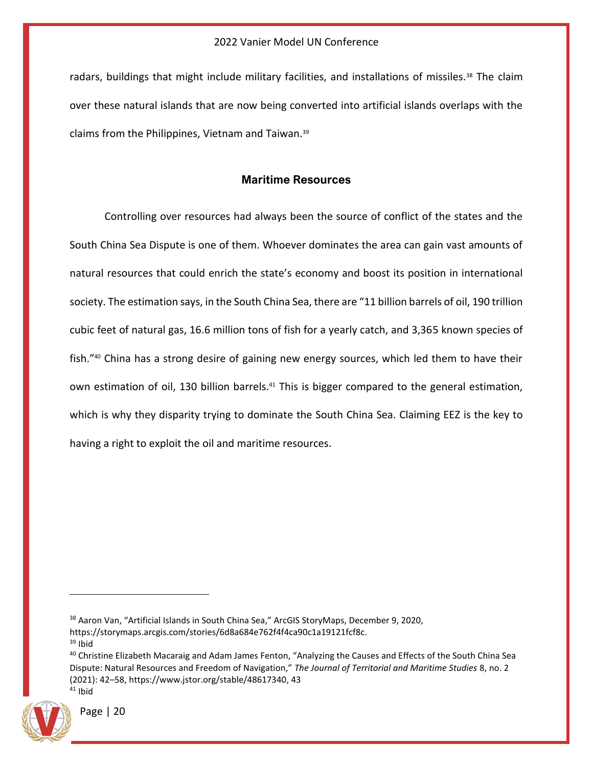radars, buildings that might include military facilities, and installations of missiles.[38] The claim over these natural islands that are now being converted into artificial islands overlaps with the claims from the Philippines, Vietnam and Taiwan.[39]

## Maritime Resources

Controlling over resources had always been the source of conflict of the states and the South China Sea Dispute is one of them. Whoever dominates the area can gain vast amounts of natural resources that could enrich the state's economy and boost its position in international society. The estimation says, in the South China Sea, there are "11 billion barrels of oil, 190 trillion cubic feet of natural gas, 16.6 million tons of fish for a yearly catch, and 3,365 known species of fish."[40] China has a strong desire of gaining new energy sources, which led them to have their own estimation of oil, 130 billion barrels.[41] This is bigger compared to the general estimation, which is why they disparity trying to dominate the South China Sea. Claiming EEZ is the key to having a right to exploit the oil and maritime resources.

---

[38] Aaron Van, "Artificial Islands in South China Sea," ArcGIS StoryMaps, December 9, 2020, https://storymaps.arcgis.com/stories/6d8a684e762f4f4ca90c1a19121fcf8c.
[39] Ibid
[40] Christine Elizabeth Macaraig and Adam James Fenton, "Analyzing the Causes and Effects of the South China Sea Dispute: Natural Resources and Freedom of Navigation," *The Journal of Territorial and Maritime Studies* 8, no. 2 (2021): 42–58, https://www.jstor.org/stable/48617340, 43
[41] Ibid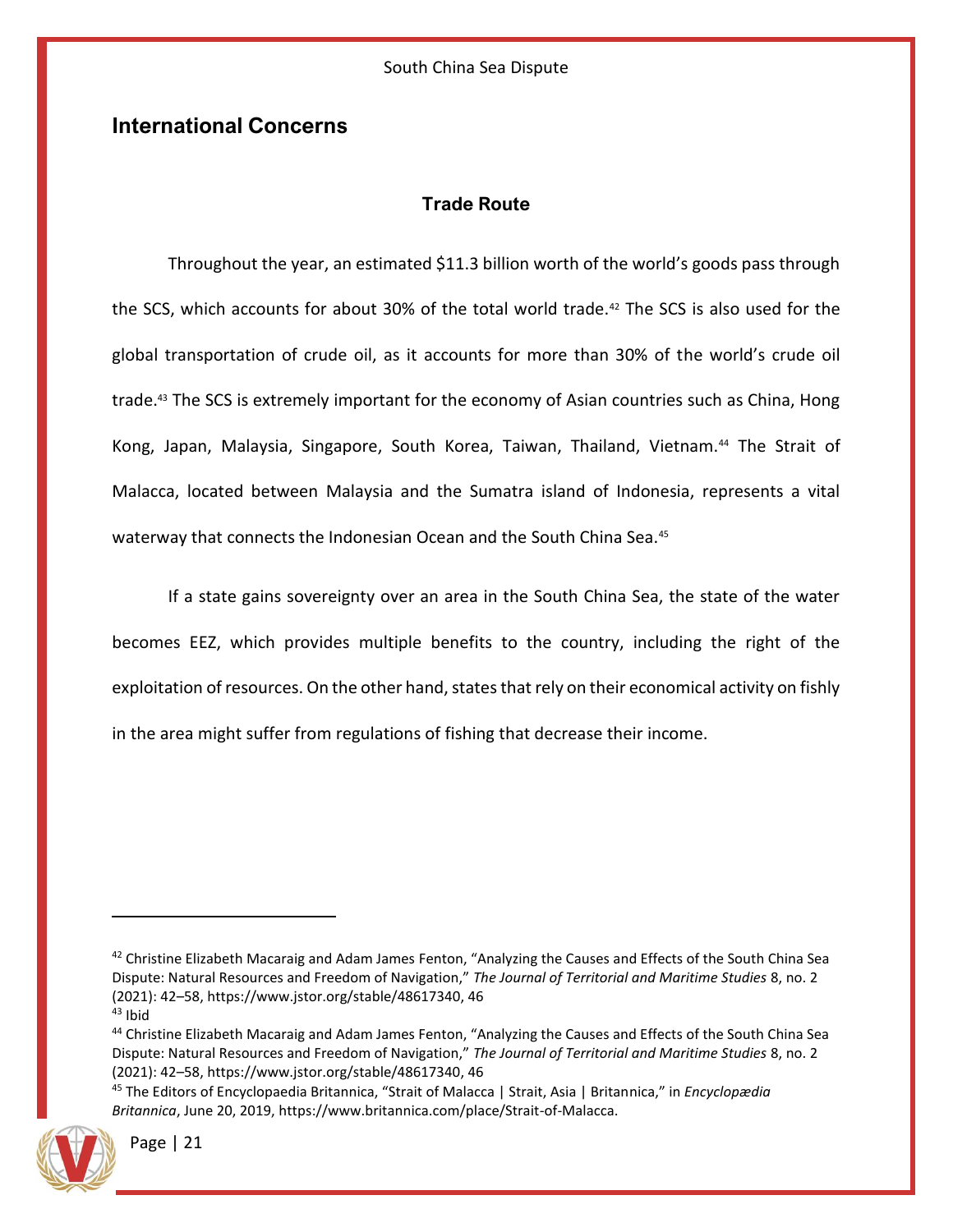## International Concerns

### Trade Route

Throughout the year, an estimated $11.3 billion worth of the world's goods pass through the SCS, which accounts for about 30% of the total world trade.[42] The SCS is also used for the global transportation of crude oil, as it accounts for more than 30% of the world's crude oil trade.[43] The SCS is extremely important for the economy of Asian countries such as China, Hong Kong, Japan, Malaysia, Singapore, South Korea, Taiwan, Thailand, Vietnam.[44] The Strait of Malacca, located between Malaysia and the Sumatra island of Indonesia, represents a vital waterway that connects the Indonesian Ocean and the South China Sea.[45]

If a state gains sovereignty over an area in the South China Sea, the state of the water becomes EEZ, which provides multiple benefits to the country, including the right of the exploitation of resources. On the other hand, states that rely on their economical activity on fishly in the area might suffer from regulations of fishing that decrease their income.

---

[42] Christine Elizabeth Macaraig and Adam James Fenton, "Analyzing the Causes and Effects of the South China Sea Dispute: Natural Resources and Freedom of Navigation," *The Journal of Territorial and Maritime Studies* 8, no. 2 (2021): 42–58, https://www.jstor.org/stable/48617340, 46

[43] Ibid

[44] Christine Elizabeth Macaraig and Adam James Fenton, "Analyzing the Causes and Effects of the South China Sea Dispute: Natural Resources and Freedom of Navigation," *The Journal of Territorial and Maritime Studies* 8, no. 2 (2021): 42–58, https://www.jstor.org/stable/48617340, 46

[45] The Editors of Encyclopaedia Britannica, "Strait of Malacca | Strait, Asia | Britannica," in *Encyclopædia Britannica*, June 20, 2019, https://www.britannica.com/place/Strait-of-Malacca.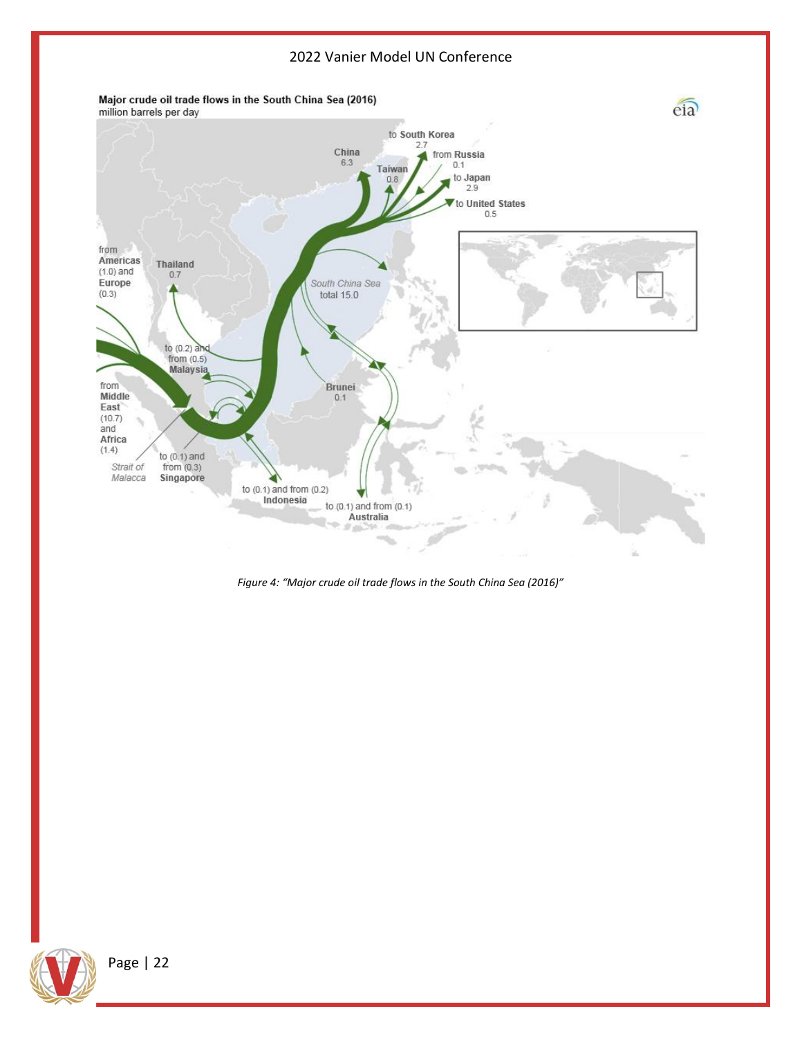**Major crude oil trade flows in the South China Sea (2016)**
million barrels per day

- to South Korea 2.7
- from Russia 0.1
- to Japan 2.9
- to United States 0.5
- China 6.3
- Taiwan 0.8
- Thailand 0.7
- from Americas (1.0) and Europe (0.3)
- South China Sea total 15.0
- to (0.2) and from (0.5) Malaysia
- Brunei 0.1
- from Middle East (10.7) and Africa (1.4)
- Strait of Malacca
- to (0.1) and from (0.3) Singapore
- to (0.1) and from (0.2) Indonesia
- to (0.1) and from (0.1) Australia

*Figure 4: "Major crude oil trade flows in the South China Sea (2016)"*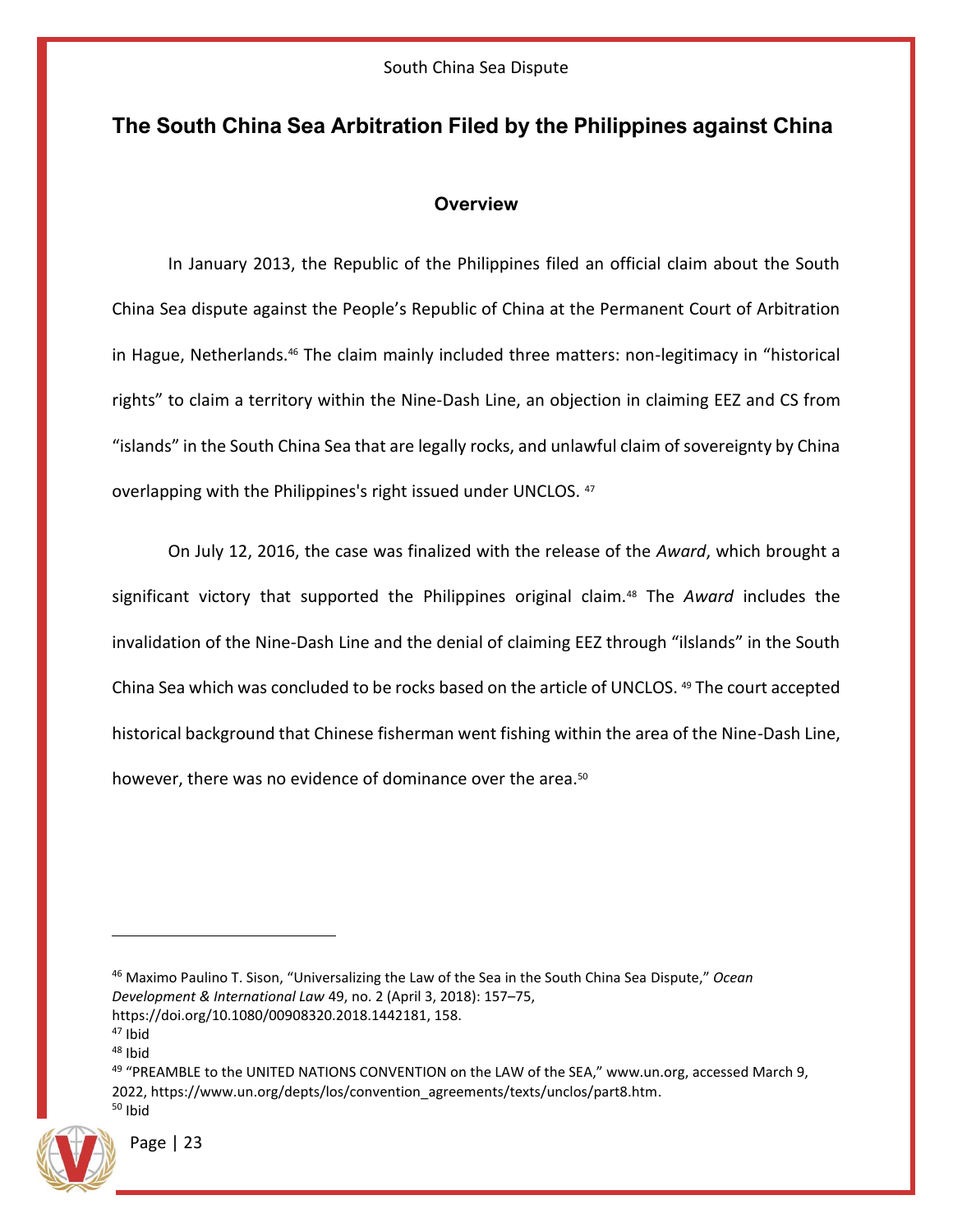## The South China Sea Arbitration Filed by the Philippines against China

### Overview

In January 2013, the Republic of the Philippines filed an official claim about the South China Sea dispute against the People's Republic of China at the Permanent Court of Arbitration in Hague, Netherlands.[46] The claim mainly included three matters: non-legitimacy in "historical rights" to claim a territory within the Nine-Dash Line, an objection in claiming EEZ and CS from "islands" in the South China Sea that are legally rocks, and unlawful claim of sovereignty by China overlapping with the Philippines's right issued under UNCLOS. [47]

On July 12, 2016, the case was finalized with the release of the *Award*, which brought a significant victory that supported the Philippines original claim.[48] The *Award* includes the invalidation of the Nine-Dash Line and the denial of claiming EEZ through "ilslands" in the South China Sea which was concluded to be rocks based on the article of UNCLOS. [49] The court accepted historical background that Chinese fisherman went fishing within the area of the Nine-Dash Line, however, there was no evidence of dominance over the area.[50]

---

[46] Maximo Paulino T. Sison, "Universalizing the Law of the Sea in the South China Sea Dispute," *Ocean Development & International Law* 49, no. 2 (April 3, 2018): 157–75, https://doi.org/10.1080/00908320.2018.1442181, 158.

[47] Ibid

[48] Ibid

[49] "PREAMBLE to the UNITED NATIONS CONVENTION on the LAW of the SEA," www.un.org, accessed March 9, 2022, https://www.un.org/depts/los/convention_agreements/texts/unclos/part8.htm.

[50] Ibid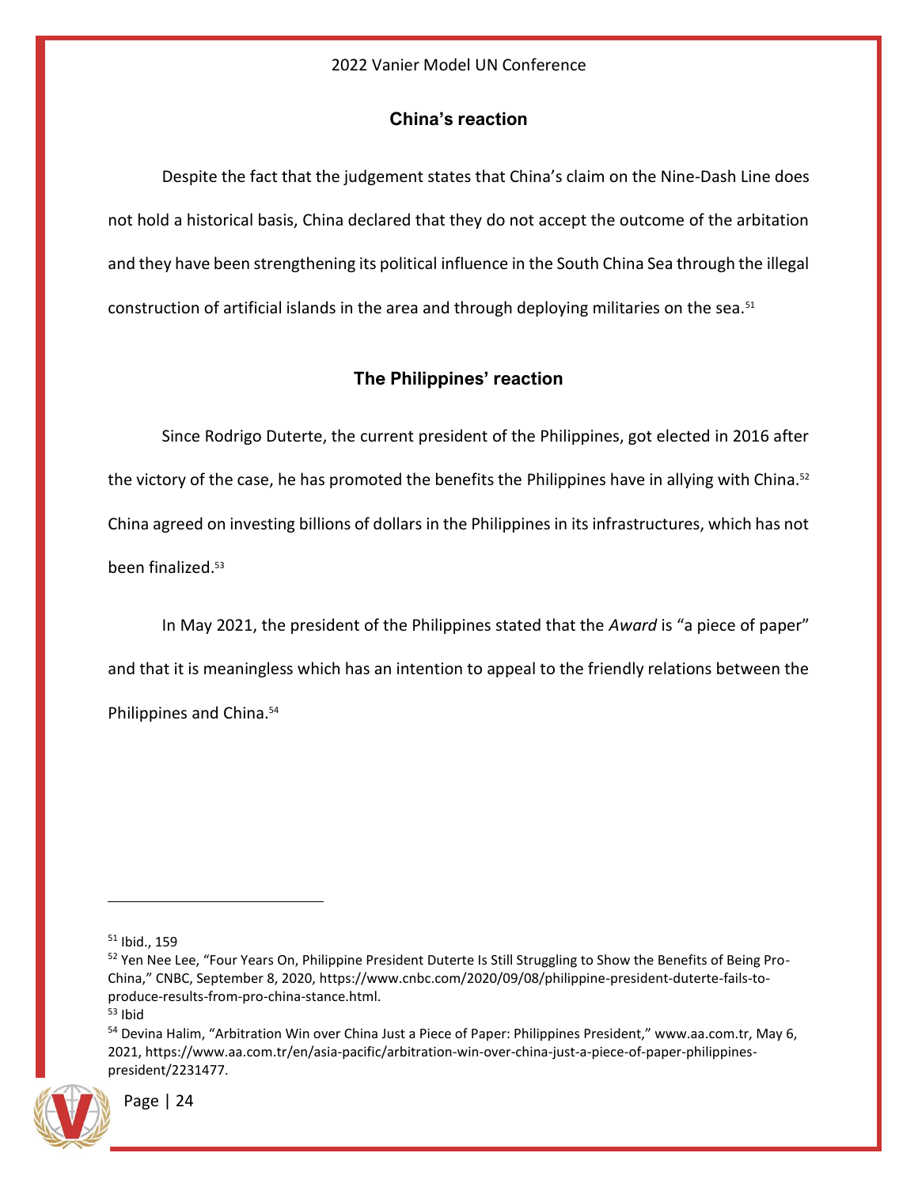## China's reaction

Despite the fact that the judgement states that China's claim on the Nine-Dash Line does not hold a historical basis, China declared that they do not accept the outcome of the arbitation and they have been strengthening its political influence in the South China Sea through the illegal construction of artificial islands in the area and through deploying militaries on the sea.[51]

## The Philippines' reaction

Since Rodrigo Duterte, the current president of the Philippines, got elected in 2016 after the victory of the case, he has promoted the benefits the Philippines have in allying with China.[52] China agreed on investing billions of dollars in the Philippines in its infrastructures, which has not been finalized.[53]

In May 2021, the president of the Philippines stated that the *Award* is "a piece of paper" and that it is meaningless which has an intention to appeal to the friendly relations between the Philippines and China.[54]

---

[51] Ibid., 159

[52] Yen Nee Lee, "Four Years On, Philippine President Duterte Is Still Struggling to Show the Benefits of Being Pro-China," CNBC, September 8, 2020, https://www.cnbc.com/2020/09/08/philippine-president-duterte-fails-to-produce-results-from-pro-china-stance.html.

[53] Ibid

[54] Devina Halim, "Arbitration Win over China Just a Piece of Paper: Philippines President," www.aa.com.tr, May 6, 2021, https://www.aa.com.tr/en/asia-pacific/arbitration-win-over-china-just-a-piece-of-paper-philippines-president/2231477.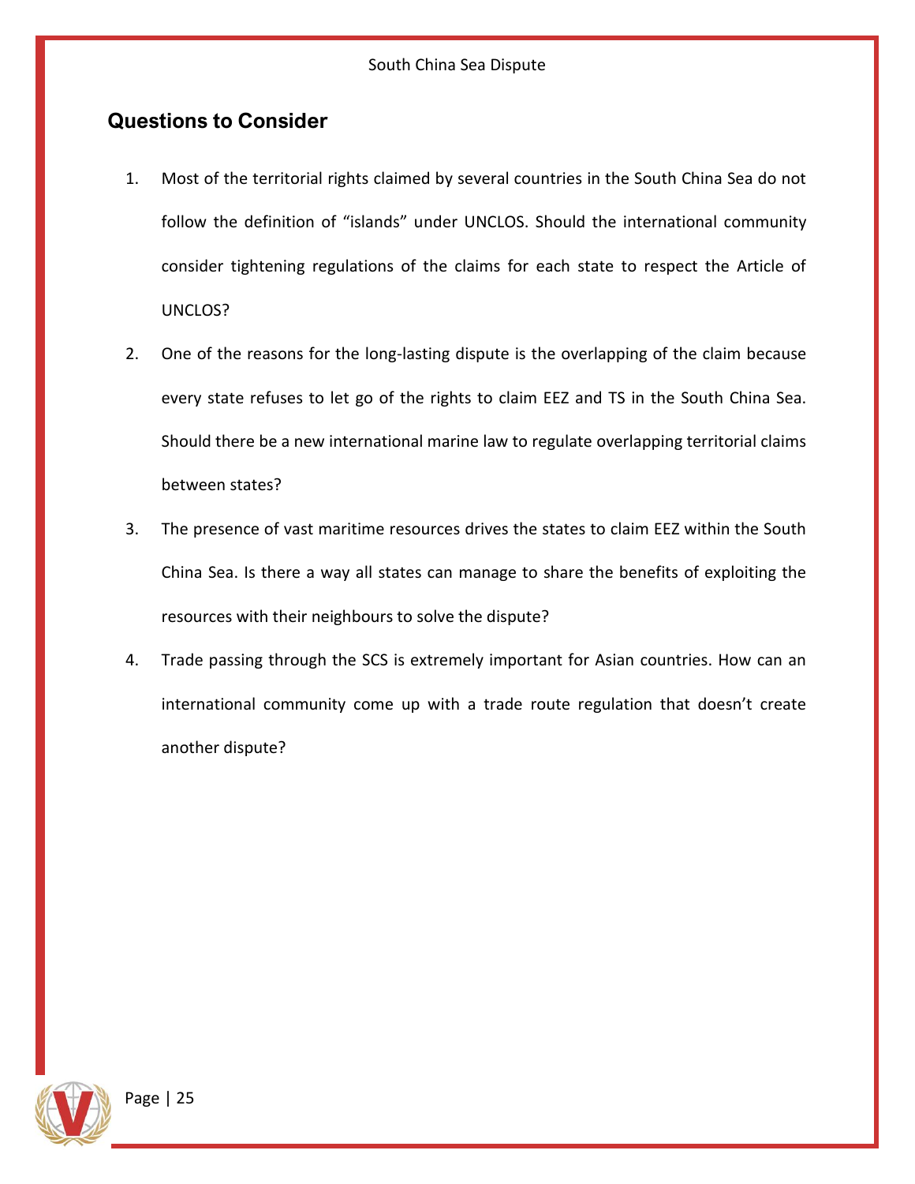## Questions to Consider

1. Most of the territorial rights claimed by several countries in the South China Sea do not follow the definition of "islands" under UNCLOS. Should the international community consider tightening regulations of the claims for each state to respect the Article of UNCLOS?
2. One of the reasons for the long-lasting dispute is the overlapping of the claim because every state refuses to let go of the rights to claim EEZ and TS in the South China Sea. Should there be a new international marine law to regulate overlapping territorial claims between states?
3. The presence of vast maritime resources drives the states to claim EEZ within the South China Sea. Is there a way all states can manage to share the benefits of exploiting the resources with their neighbours to solve the dispute?
4. Trade passing through the SCS is extremely important for Asian countries. How can an international community come up with a trade route regulation that doesn't create another dispute?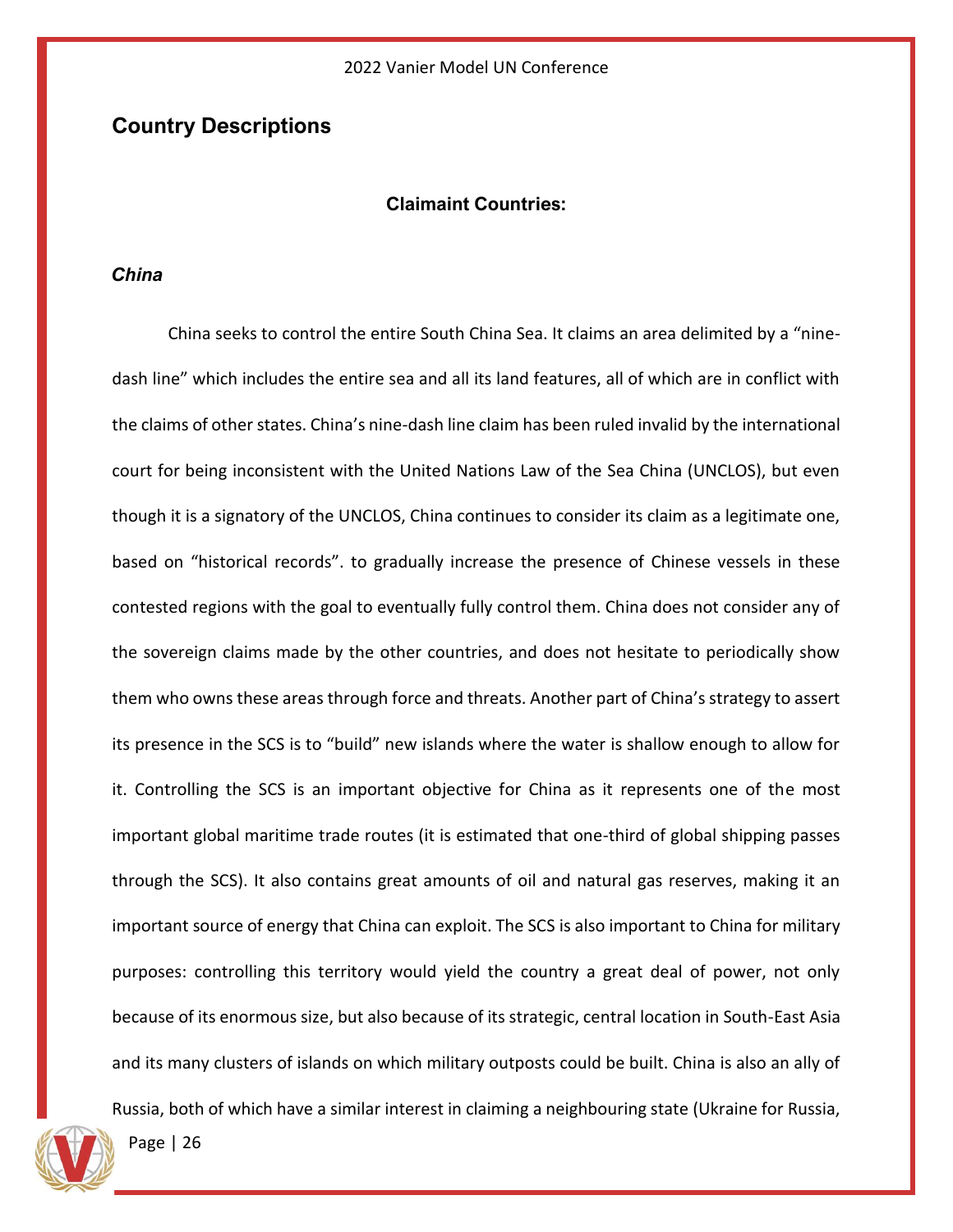## Country Descriptions

### Claimaint Countries:

#### *China*

China seeks to control the entire South China Sea. It claims an area delimited by a "nine-dash line" which includes the entire sea and all its land features, all of which are in conflict with the claims of other states. China's nine-dash line claim has been ruled invalid by the international court for being inconsistent with the United Nations Law of the Sea China (UNCLOS), but even though it is a signatory of the UNCLOS, China continues to consider its claim as a legitimate one, based on "historical records". to gradually increase the presence of Chinese vessels in these contested regions with the goal to eventually fully control them. China does not consider any of the sovereign claims made by the other countries, and does not hesitate to periodically show them who owns these areas through force and threats. Another part of China's strategy to assert its presence in the SCS is to "build" new islands where the water is shallow enough to allow for it. Controlling the SCS is an important objective for China as it represents one of the most important global maritime trade routes (it is estimated that one-third of global shipping passes through the SCS). It also contains great amounts of oil and natural gas reserves, making it an important source of energy that China can exploit. The SCS is also important to China for military purposes: controlling this territory would yield the country a great deal of power, not only because of its enormous size, but also because of its strategic, central location in South-East Asia and its many clusters of islands on which military outposts could be built. China is also an ally of Russia, both of which have a similar interest in claiming a neighbouring state (Ukraine for Russia,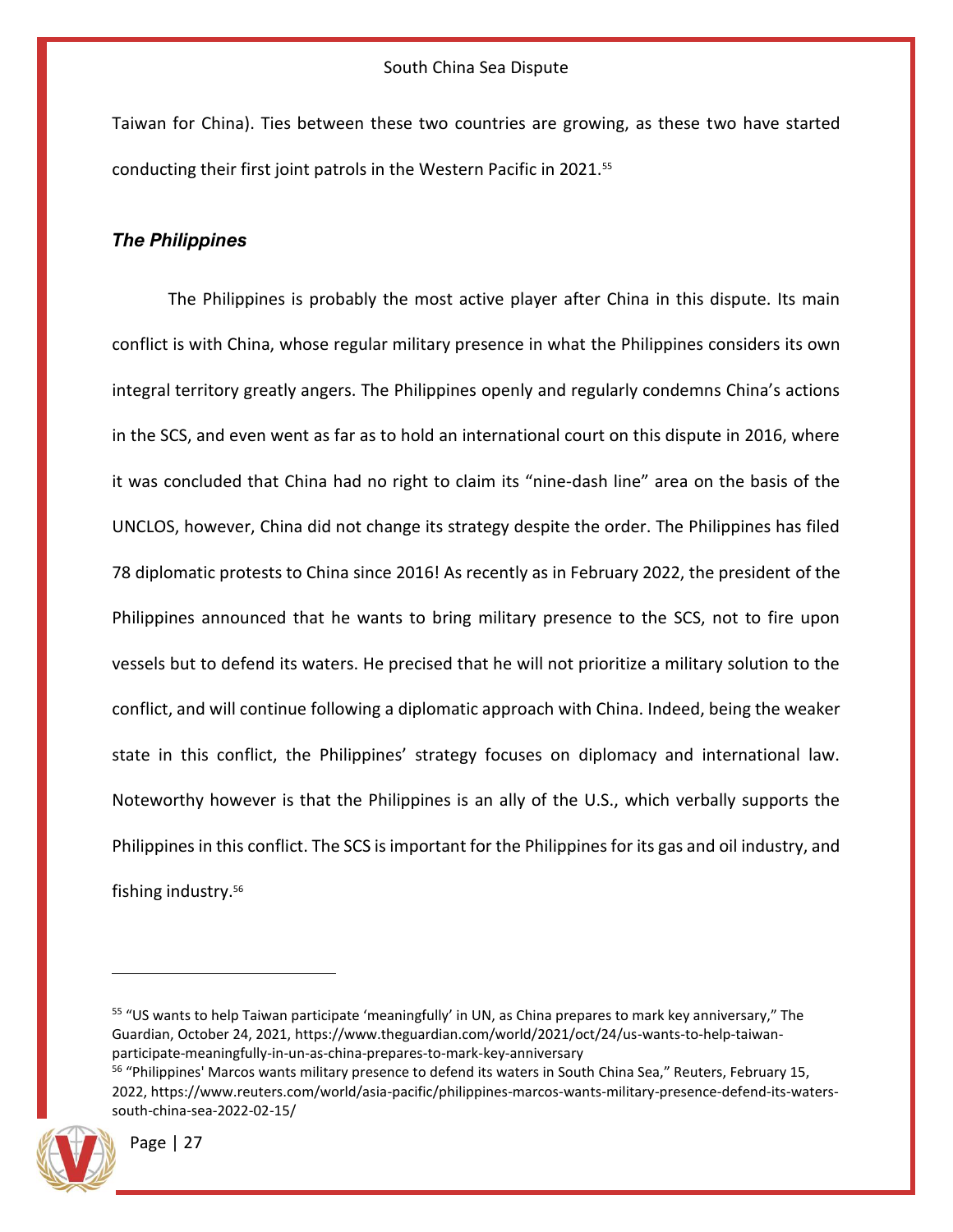Taiwan for China). Ties between these two countries are growing, as these two have started conducting their first joint patrols in the Western Pacific in 2021.[55]

### *The Philippines*

The Philippines is probably the most active player after China in this dispute. Its main conflict is with China, whose regular military presence in what the Philippines considers its own integral territory greatly angers. The Philippines openly and regularly condemns China's actions in the SCS, and even went as far as to hold an international court on this dispute in 2016, where it was concluded that China had no right to claim its "nine-dash line" area on the basis of the UNCLOS, however, China did not change its strategy despite the order. The Philippines has filed 78 diplomatic protests to China since 2016! As recently as in February 2022, the president of the Philippines announced that he wants to bring military presence to the SCS, not to fire upon vessels but to defend its waters. He precised that he will not prioritize a military solution to the conflict, and will continue following a diplomatic approach with China. Indeed, being the weaker state in this conflict, the Philippines' strategy focuses on diplomacy and international law. Noteworthy however is that the Philippines is an ally of the U.S., which verbally supports the Philippines in this conflict. The SCS is important for the Philippines for its gas and oil industry, and fishing industry.[56]

---

[55] "US wants to help Taiwan participate 'meaningfully' in UN, as China prepares to mark key anniversary," The Guardian, October 24, 2021, https://www.theguardian.com/world/2021/oct/24/us-wants-to-help-taiwan-participate-meaningfully-in-un-as-china-prepares-to-mark-key-anniversary

[56] "Philippines' Marcos wants military presence to defend its waters in South China Sea," Reuters, February 15, 2022, https://www.reuters.com/world/asia-pacific/philippines-marcos-wants-military-presence-defend-its-waters-south-china-sea-2022-02-15/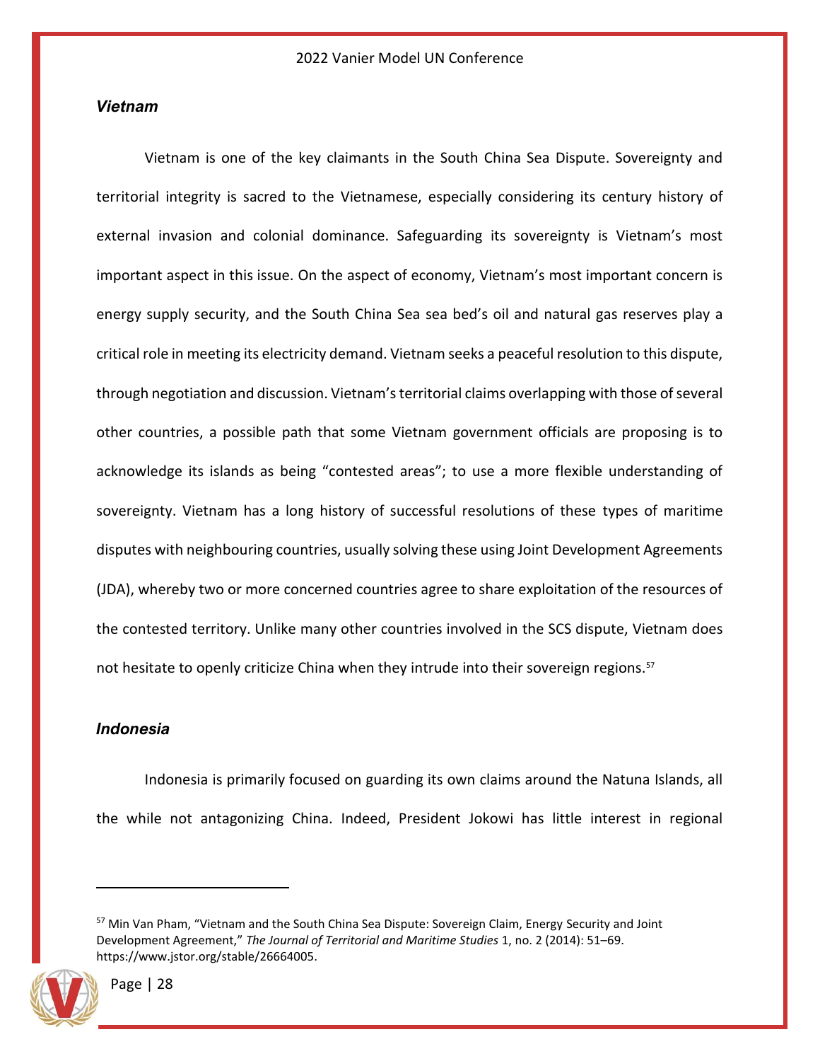### *Vietnam*

Vietnam is one of the key claimants in the South China Sea Dispute. Sovereignty and territorial integrity is sacred to the Vietnamese, especially considering its century history of external invasion and colonial dominance. Safeguarding its sovereignty is Vietnam's most important aspect in this issue. On the aspect of economy, Vietnam's most important concern is energy supply security, and the South China Sea sea bed's oil and natural gas reserves play a critical role in meeting its electricity demand. Vietnam seeks a peaceful resolution to this dispute, through negotiation and discussion. Vietnam's territorial claims overlapping with those of several other countries, a possible path that some Vietnam government officials are proposing is to acknowledge its islands as being "contested areas"; to use a more flexible understanding of sovereignty. Vietnam has a long history of successful resolutions of these types of maritime disputes with neighbouring countries, usually solving these using Joint Development Agreements (JDA), whereby two or more concerned countries agree to share exploitation of the resources of the contested territory. Unlike many other countries involved in the SCS dispute, Vietnam does not hesitate to openly criticize China when they intrude into their sovereign regions.[57]

### *Indonesia*

Indonesia is primarily focused on guarding its own claims around the Natuna Islands, all the while not antagonizing China. Indeed, President Jokowi has little interest in regional

---

[57] Min Van Pham, "Vietnam and the South China Sea Dispute: Sovereign Claim, Energy Security and Joint Development Agreement," *The Journal of Territorial and Maritime Studies* 1, no. 2 (2014): 51–69. https://www.jstor.org/stable/26664005.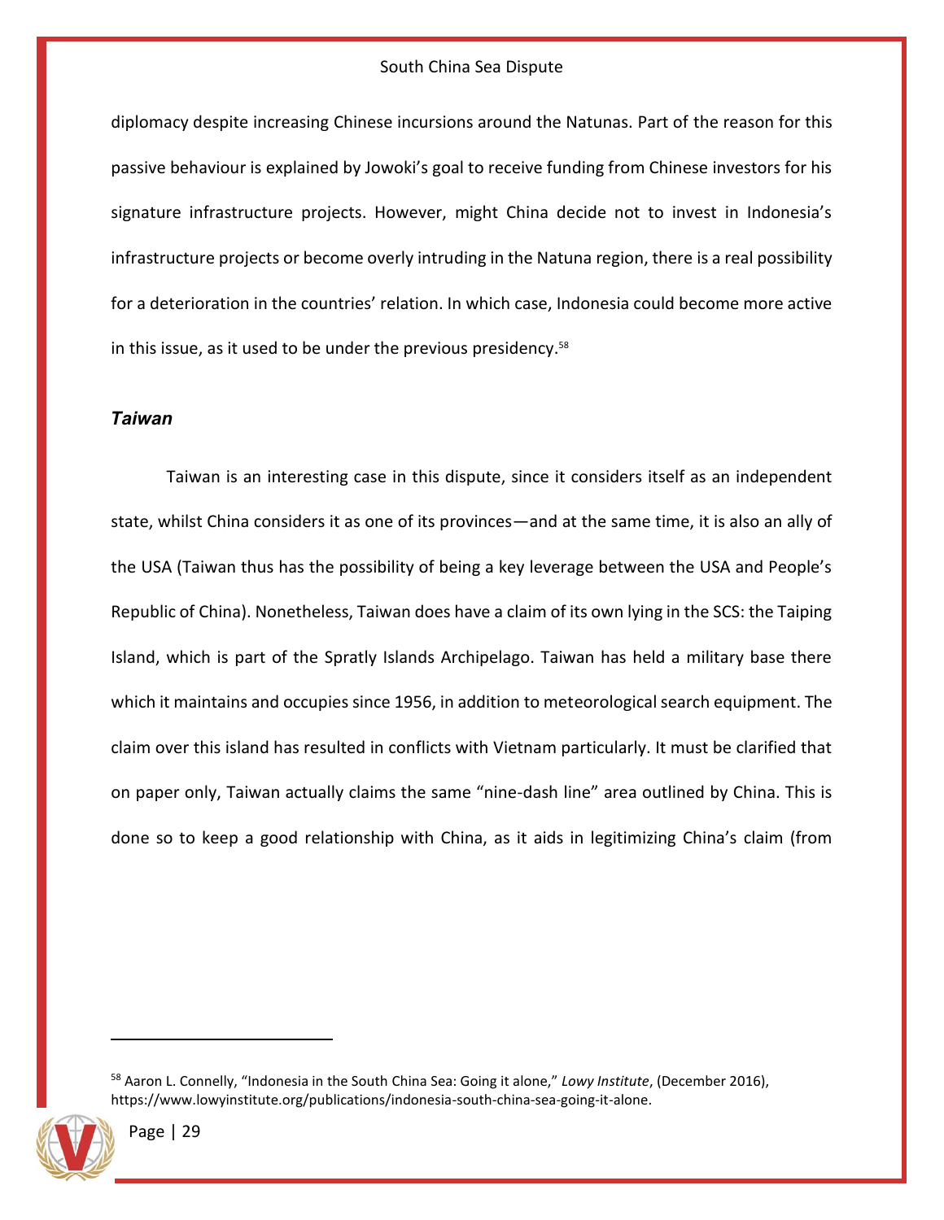diplomacy despite increasing Chinese incursions around the Natunas. Part of the reason for this passive behaviour is explained by Jowoki's goal to receive funding from Chinese investors for his signature infrastructure projects. However, might China decide not to invest in Indonesia's infrastructure projects or become overly intruding in the Natuna region, there is a real possibility for a deterioration in the countries' relation. In which case, Indonesia could become more active in this issue, as it used to be under the previous presidency.[58]

### *Taiwan*

Taiwan is an interesting case in this dispute, since it considers itself as an independent state, whilst China considers it as one of its provinces—and at the same time, it is also an ally of the USA (Taiwan thus has the possibility of being a key leverage between the USA and People's Republic of China). Nonetheless, Taiwan does have a claim of its own lying in the SCS: the Taiping Island, which is part of the Spratly Islands Archipelago. Taiwan has held a military base there which it maintains and occupies since 1956, in addition to meteorological search equipment. The claim over this island has resulted in conflicts with Vietnam particularly. It must be clarified that on paper only, Taiwan actually claims the same "nine-dash line" area outlined by China. This is done so to keep a good relationship with China, as it aids in legitimizing China's claim (from

[58] Aaron L. Connelly, "Indonesia in the South China Sea: Going it alone," *Lowy Institute*, (December 2016), https://www.lowyinstitute.org/publications/indonesia-south-china-sea-going-it-alone.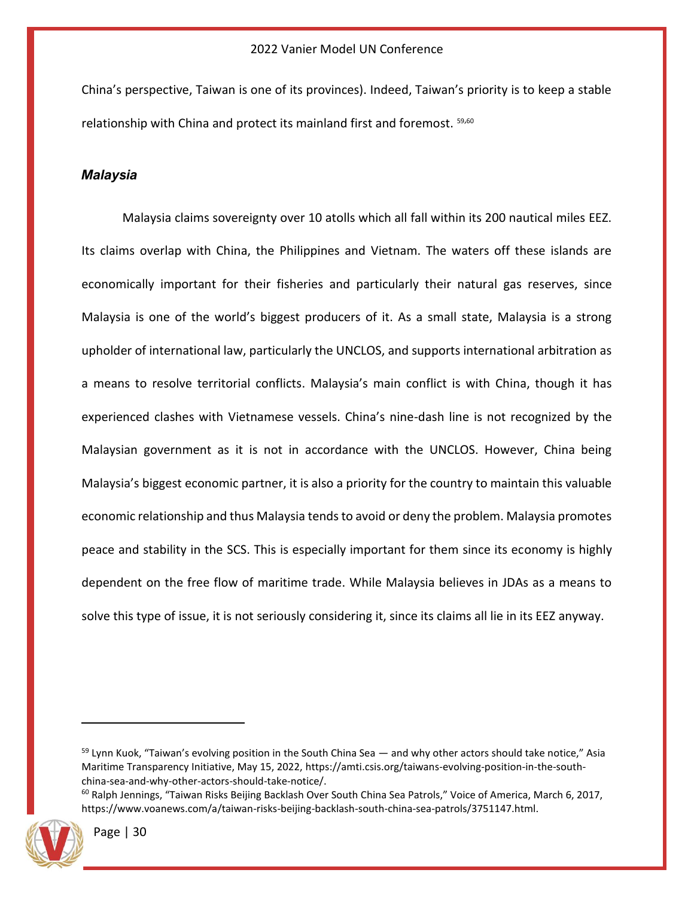China's perspective, Taiwan is one of its provinces). Indeed, Taiwan's priority is to keep a stable relationship with China and protect its mainland first and foremost. [59,60]

### *Malaysia*

Malaysia claims sovereignty over 10 atolls which all fall within its 200 nautical miles EEZ. Its claims overlap with China, the Philippines and Vietnam. The waters off these islands are economically important for their fisheries and particularly their natural gas reserves, since Malaysia is one of the world's biggest producers of it. As a small state, Malaysia is a strong upholder of international law, particularly the UNCLOS, and supports international arbitration as a means to resolve territorial conflicts. Malaysia's main conflict is with China, though it has experienced clashes with Vietnamese vessels. China's nine-dash line is not recognized by the Malaysian government as it is not in accordance with the UNCLOS. However, China being Malaysia's biggest economic partner, it is also a priority for the country to maintain this valuable economic relationship and thus Malaysia tends to avoid or deny the problem. Malaysia promotes peace and stability in the SCS. This is especially important for them since its economy is highly dependent on the free flow of maritime trade. While Malaysia believes in JDAs as a means to solve this type of issue, it is not seriously considering it, since its claims all lie in its EEZ anyway.

---

[59] Lynn Kuok, "Taiwan's evolving position in the South China Sea — and why other actors should take notice," Asia Maritime Transparency Initiative, May 15, 2022, https://amti.csis.org/taiwans-evolving-position-in-the-south-china-sea-and-why-other-actors-should-take-notice/.

[60] Ralph Jennings, "Taiwan Risks Beijing Backlash Over South China Sea Patrols," Voice of America, March 6, 2017, https://www.voanews.com/a/taiwan-risks-beijing-backlash-south-china-sea-patrols/3751147.html.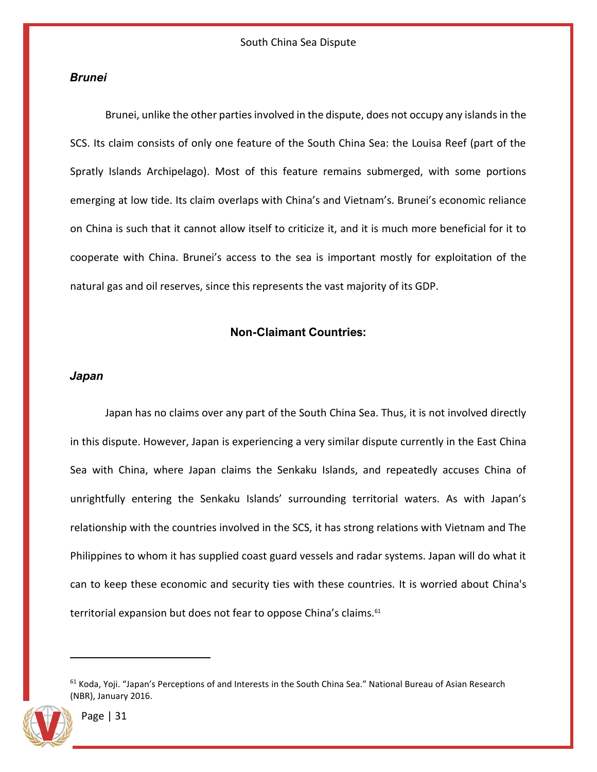### *Brunei*

Brunei, unlike the other parties involved in the dispute, does not occupy any islands in the SCS. Its claim consists of only one feature of the South China Sea: the Louisa Reef (part of the Spratly Islands Archipelago). Most of this feature remains submerged, with some portions emerging at low tide. Its claim overlaps with China's and Vietnam's. Brunei's economic reliance on China is such that it cannot allow itself to criticize it, and it is much more beneficial for it to cooperate with China. Brunei's access to the sea is important mostly for exploitation of the natural gas and oil reserves, since this represents the vast majority of its GDP.

## Non-Claimant Countries:

### *Japan*

Japan has no claims over any part of the South China Sea. Thus, it is not involved directly in this dispute. However, Japan is experiencing a very similar dispute currently in the East China Sea with China, where Japan claims the Senkaku Islands, and repeatedly accuses China of unrightfully entering the Senkaku Islands' surrounding territorial waters. As with Japan's relationship with the countries involved in the SCS, it has strong relations with Vietnam and The Philippines to whom it has supplied coast guard vessels and radar systems. Japan will do what it can to keep these economic and security ties with these countries. It is worried about China's territorial expansion but does not fear to oppose China's claims.[61]

---

[61] Koda, Yoji. "Japan's Perceptions of and Interests in the South China Sea." National Bureau of Asian Research (NBR), January 2016.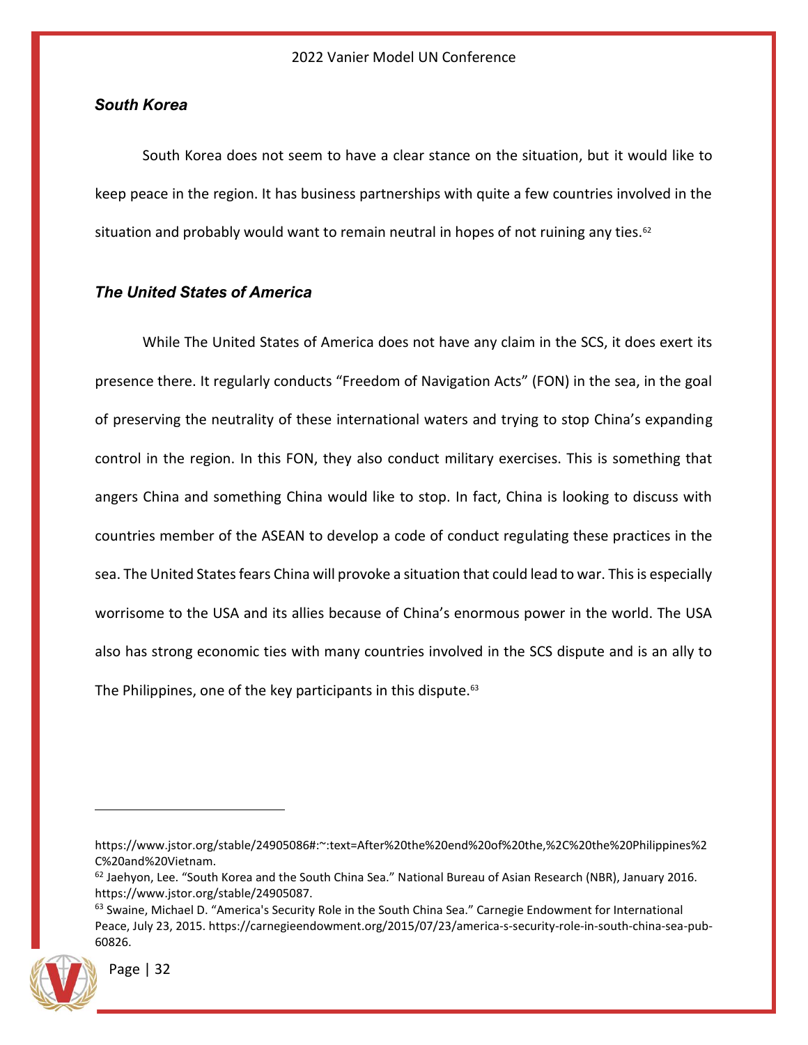### *South Korea*

South Korea does not seem to have a clear stance on the situation, but it would like to keep peace in the region. It has business partnerships with quite a few countries involved in the situation and probably would want to remain neutral in hopes of not ruining any ties.[62]

### *The United States of America*

While The United States of America does not have any claim in the SCS, it does exert its presence there. It regularly conducts "Freedom of Navigation Acts" (FON) in the sea, in the goal of preserving the neutrality of these international waters and trying to stop China's expanding control in the region. In this FON, they also conduct military exercises. This is something that angers China and something China would like to stop. In fact, China is looking to discuss with countries member of the ASEAN to develop a code of conduct regulating these practices in the sea. The United States fears China will provoke a situation that could lead to war. This is especially worrisome to the USA and its allies because of China's enormous power in the world. The USA also has strong economic ties with many countries involved in the SCS dispute and is an ally to The Philippines, one of the key participants in this dispute.[63]

---

https://www.jstor.org/stable/24905086#:~:text=After%20the%20end%20of%20the,%2C%20the%20Philippines%2C%20and%20Vietnam.

[62] Jaehyon, Lee. "South Korea and the South China Sea." National Bureau of Asian Research (NBR), January 2016. https://www.jstor.org/stable/24905087.

[63] Swaine, Michael D. "America's Security Role in the South China Sea." Carnegie Endowment for International Peace, July 23, 2015. https://carnegieendowment.org/2015/07/23/america-s-security-role-in-south-china-sea-pub-60826.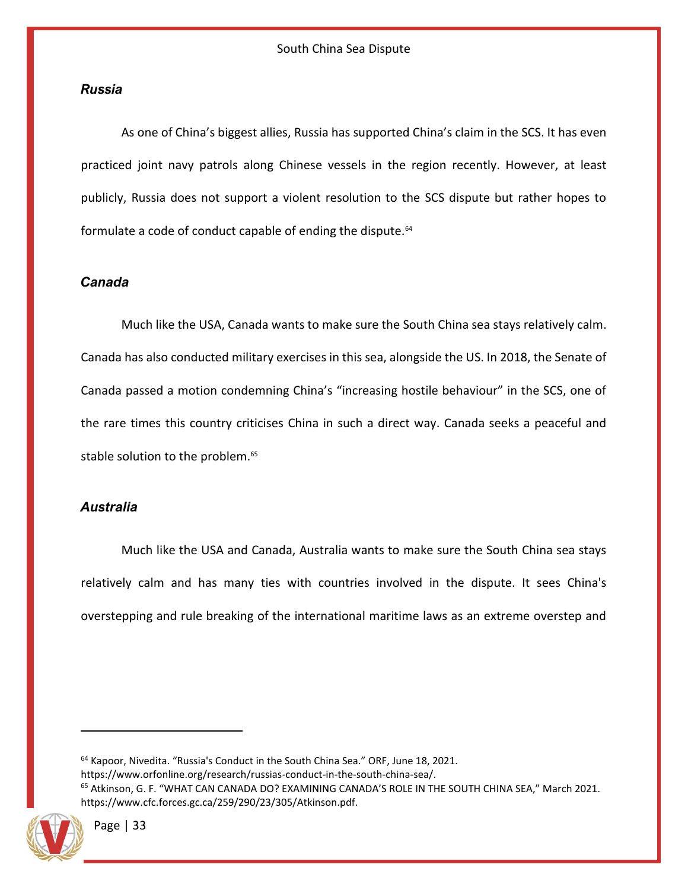### *Russia*

As one of China's biggest allies, Russia has supported China's claim in the SCS. It has even practiced joint navy patrols along Chinese vessels in the region recently. However, at least publicly, Russia does not support a violent resolution to the SCS dispute but rather hopes to formulate a code of conduct capable of ending the dispute.[64]

### *Canada*

Much like the USA, Canada wants to make sure the South China sea stays relatively calm. Canada has also conducted military exercises in this sea, alongside the US. In 2018, the Senate of Canada passed a motion condemning China's "increasing hostile behaviour" in the SCS, one of the rare times this country criticises China in such a direct way. Canada seeks a peaceful and stable solution to the problem.[65]

### *Australia*

Much like the USA and Canada, Australia wants to make sure the South China sea stays relatively calm and has many ties with countries involved in the dispute. It sees China's overstepping and rule breaking of the international maritime laws as an extreme overstep and

---

[64] Kapoor, Nivedita. "Russia's Conduct in the South China Sea." ORF, June 18, 2021. https://www.orfonline.org/research/russias-conduct-in-the-south-china-sea/.

[65] Atkinson, G. F. "WHAT CAN CANADA DO? EXAMINING CANADA'S ROLE IN THE SOUTH CHINA SEA," March 2021. https://www.cfc.forces.gc.ca/259/290/23/305/Atkinson.pdf.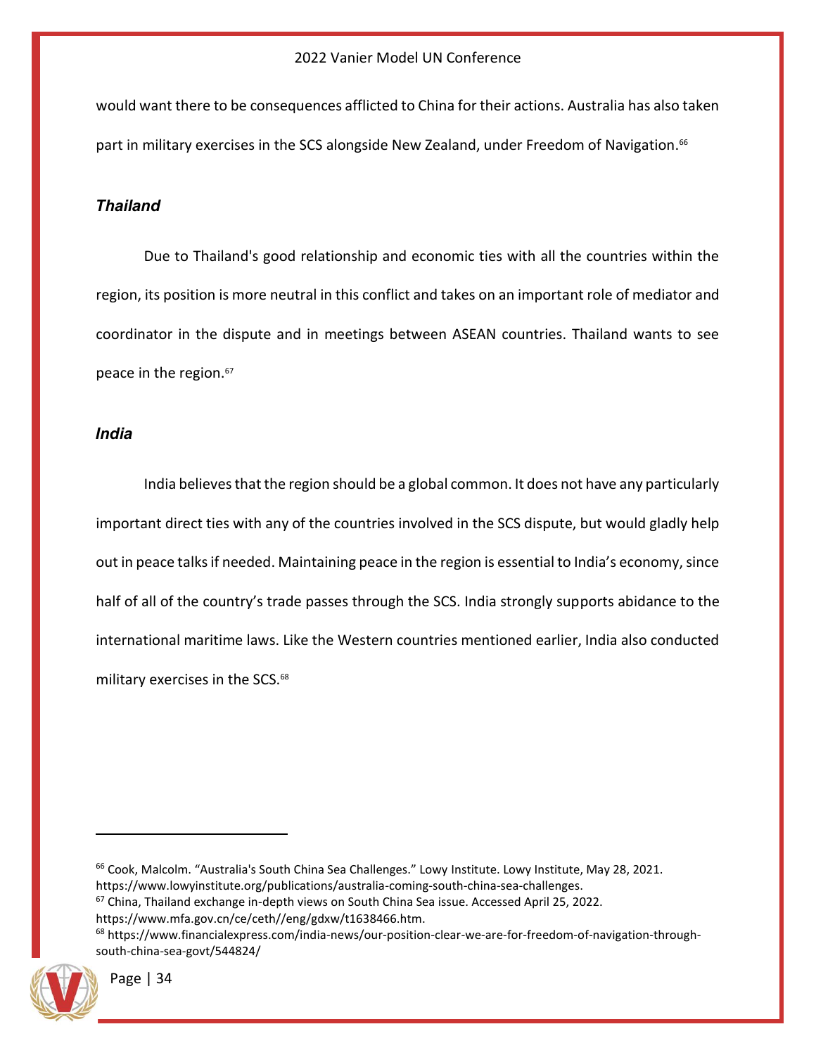would want there to be consequences afflicted to China for their actions. Australia has also taken part in military exercises in the SCS alongside New Zealand, under Freedom of Navigation.[66]

### *Thailand*

Due to Thailand's good relationship and economic ties with all the countries within the region, its position is more neutral in this conflict and takes on an important role of mediator and coordinator in the dispute and in meetings between ASEAN countries. Thailand wants to see peace in the region.[67]

### *India*

India believes that the region should be a global common. It does not have any particularly important direct ties with any of the countries involved in the SCS dispute, but would gladly help out in peace talks if needed. Maintaining peace in the region is essential to India's economy, since half of all of the country's trade passes through the SCS. India strongly supports abidance to the international maritime laws. Like the Western countries mentioned earlier, India also conducted military exercises in the SCS.[68]

---

[66] Cook, Malcolm. "Australia's South China Sea Challenges." Lowy Institute. Lowy Institute, May 28, 2021. https://www.lowyinstitute.org/publications/australia-coming-south-china-sea-challenges.

[67] China, Thailand exchange in-depth views on South China Sea issue. Accessed April 25, 2022. https://www.mfa.gov.cn/ce/ceth//eng/gdxw/t1638466.htm.

[68] https://www.financialexpress.com/india-news/our-position-clear-we-are-for-freedom-of-navigation-through-south-china-sea-govt/544824/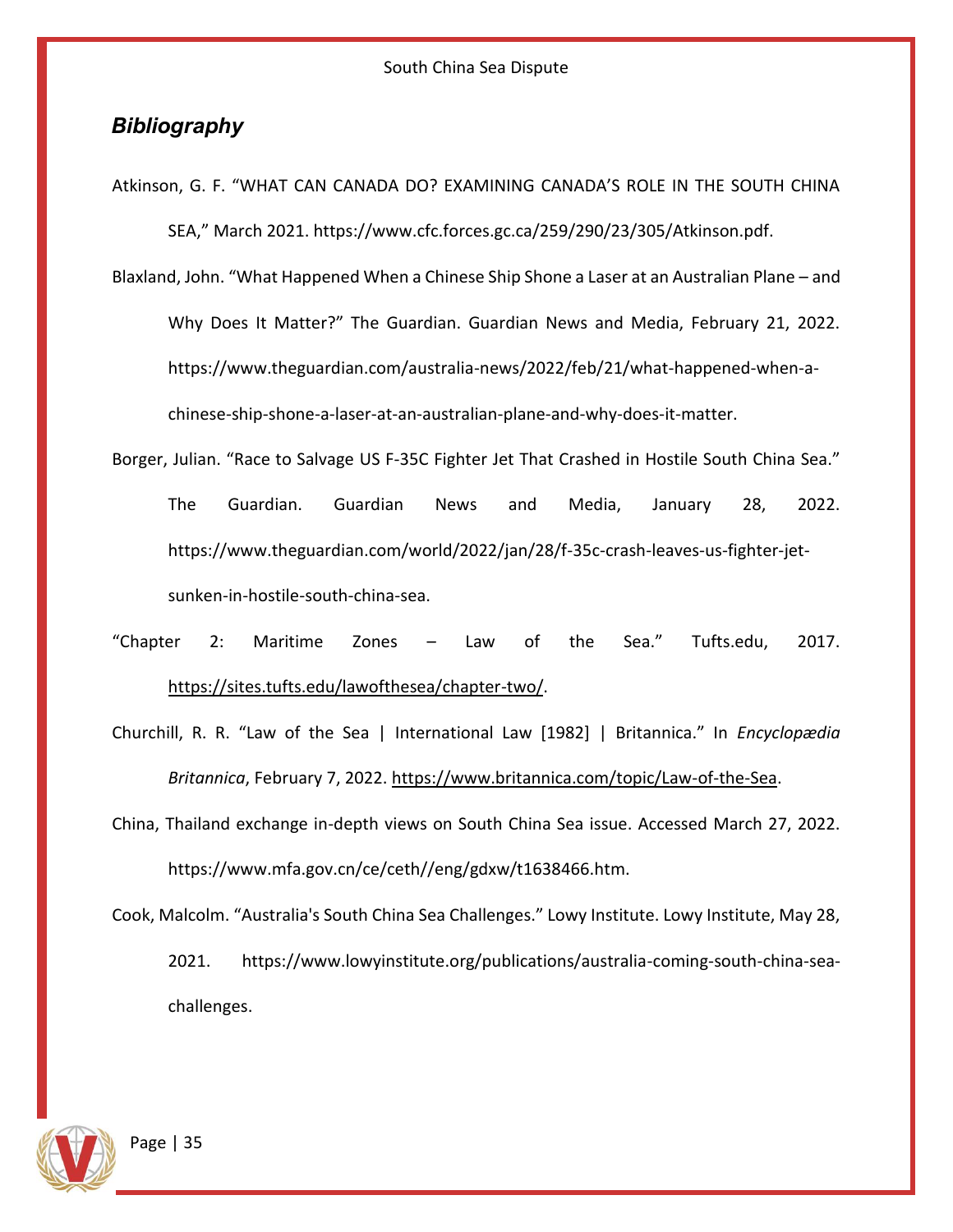## *Bibliography*

Atkinson, G. F. "WHAT CAN CANADA DO? EXAMINING CANADA'S ROLE IN THE SOUTH CHINA SEA," March 2021. https://www.cfc.forces.gc.ca/259/290/23/305/Atkinson.pdf.

Blaxland, John. "What Happened When a Chinese Ship Shone a Laser at an Australian Plane – and Why Does It Matter?" The Guardian. Guardian News and Media, February 21, 2022. https://www.theguardian.com/australia-news/2022/feb/21/what-happened-when-a-chinese-ship-shone-a-laser-at-an-australian-plane-and-why-does-it-matter.

Borger, Julian. "Race to Salvage US F-35C Fighter Jet That Crashed in Hostile South China Sea." The Guardian. Guardian News and Media, January 28, 2022. https://www.theguardian.com/world/2022/jan/28/f-35c-crash-leaves-us-fighter-jet-sunken-in-hostile-south-china-sea.

"Chapter 2: Maritime Zones – Law of the Sea." Tufts.edu, 2017. https://sites.tufts.edu/lawofthesea/chapter-two/.

Churchill, R. R. "Law of the Sea | International Law [1982] | Britannica." In *Encyclopædia Britannica*, February 7, 2022. https://www.britannica.com/topic/Law-of-the-Sea.

China, Thailand exchange in-depth views on South China Sea issue. Accessed March 27, 2022. https://www.mfa.gov.cn/ce/ceth//eng/gdxw/t1638466.htm.

Cook, Malcolm. "Australia's South China Sea Challenges." Lowy Institute. Lowy Institute, May 28, 2021. https://www.lowyinstitute.org/publications/australia-coming-south-china-sea-challenges.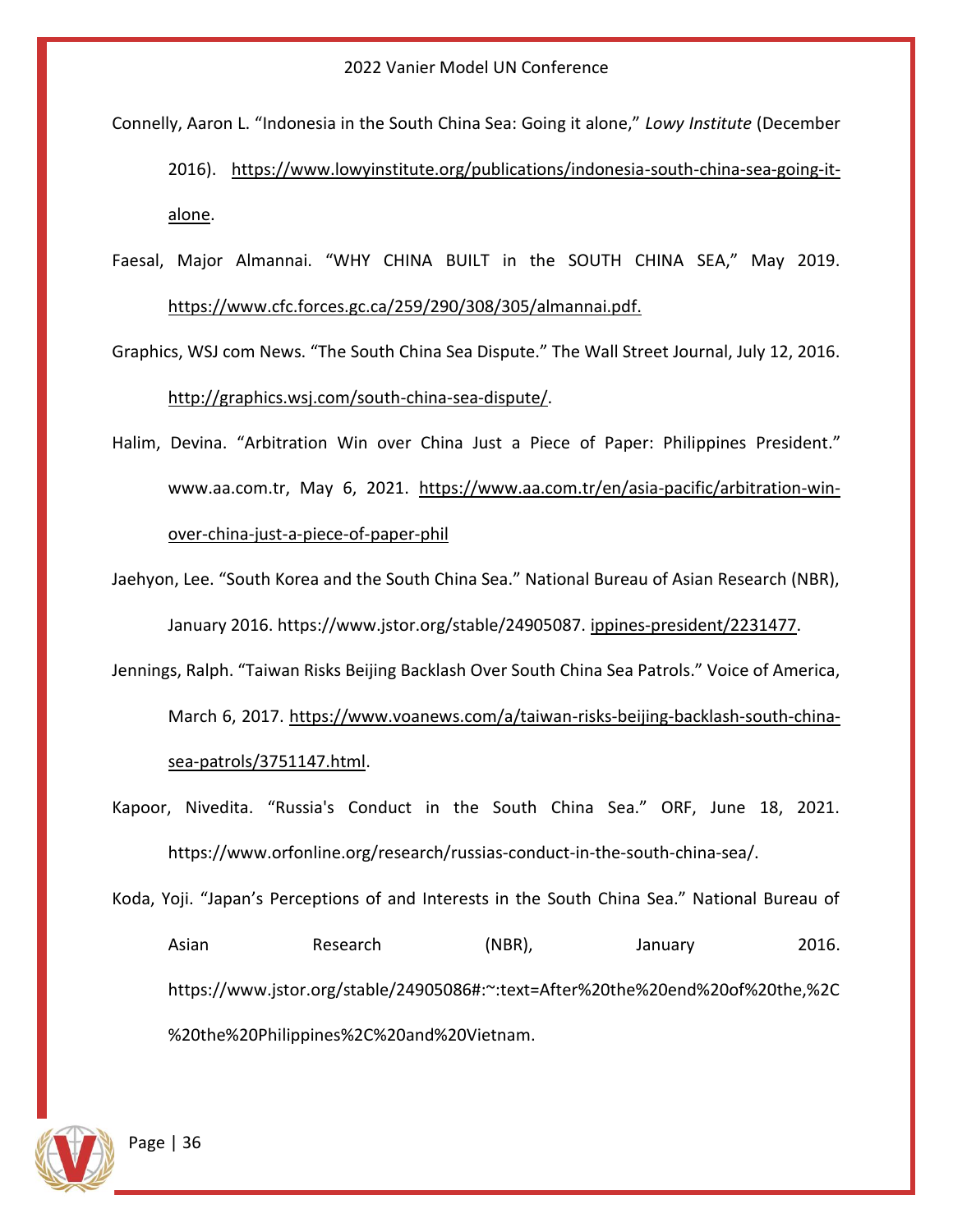Connelly, Aaron L. "Indonesia in the South China Sea: Going it alone," *Lowy Institute* (December 2016). https://www.lowyinstitute.org/publications/indonesia-south-china-sea-going-it-alone.

Faesal, Major Almannai. "WHY CHINA BUILT in the SOUTH CHINA SEA," May 2019. https://www.cfc.forces.gc.ca/259/290/308/305/almannai.pdf.

Graphics, WSJ com News. "The South China Sea Dispute." The Wall Street Journal, July 12, 2016. http://graphics.wsj.com/south-china-sea-dispute/.

Halim, Devina. "Arbitration Win over China Just a Piece of Paper: Philippines President." www.aa.com.tr, May 6, 2021. https://www.aa.com.tr/en/asia-pacific/arbitration-win-over-china-just-a-piece-of-paper-phil

Jaehyon, Lee. "South Korea and the South China Sea." National Bureau of Asian Research (NBR), January 2016. https://www.jstor.org/stable/24905087. ippines-president/2231477.

Jennings, Ralph. "Taiwan Risks Beijing Backlash Over South China Sea Patrols." Voice of America, March 6, 2017. https://www.voanews.com/a/taiwan-risks-beijing-backlash-south-china-sea-patrols/3751147.html.

Kapoor, Nivedita. "Russia's Conduct in the South China Sea." ORF, June 18, 2021. https://www.orfonline.org/research/russias-conduct-in-the-south-china-sea/.

Koda, Yoji. "Japan's Perceptions of and Interests in the South China Sea." National Bureau of Asian Research (NBR), January 2016. https://www.jstor.org/stable/24905086#:~:text=After%20the%20end%20of%20the,%2C%20the%20Philippines%2C%20and%20Vietnam.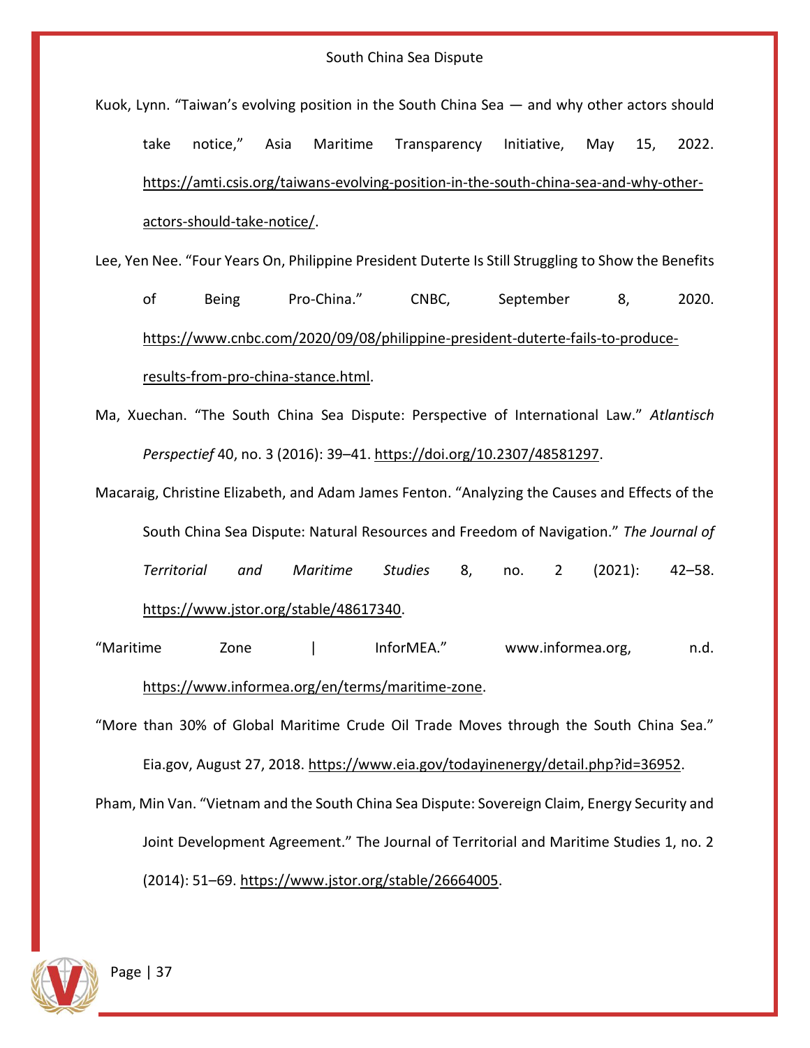Kuok, Lynn. “Taiwan’s evolving position in the South China Sea — and why other actors should take notice,” Asia Maritime Transparency Initiative, May 15, 2022. https://amti.csis.org/taiwans-evolving-position-in-the-south-china-sea-and-why-other-actors-should-take-notice/.

Lee, Yen Nee. “Four Years On, Philippine President Duterte Is Still Struggling to Show the Benefits of Being Pro-China.” CNBC, September 8, 2020. https://www.cnbc.com/2020/09/08/philippine-president-duterte-fails-to-produce-results-from-pro-china-stance.html.

Ma, Xuechan. “The South China Sea Dispute: Perspective of International Law.” *Atlantisch Perspectief* 40, no. 3 (2016): 39–41. https://doi.org/10.2307/48581297.

Macaraig, Christine Elizabeth, and Adam James Fenton. “Analyzing the Causes and Effects of the South China Sea Dispute: Natural Resources and Freedom of Navigation.” *The Journal of Territorial and Maritime Studies* 8, no. 2 (2021): 42–58. https://www.jstor.org/stable/48617340.

“Maritime Zone | InforMEA.” www.informea.org, n.d. https://www.informea.org/en/terms/maritime-zone.

“More than 30% of Global Maritime Crude Oil Trade Moves through the South China Sea.” Eia.gov, August 27, 2018. https://www.eia.gov/todayinenergy/detail.php?id=36952.

Pham, Min Van. “Vietnam and the South China Sea Dispute: Sovereign Claim, Energy Security and Joint Development Agreement.” The Journal of Territorial and Maritime Studies 1, no. 2 (2014): 51–69. https://www.jstor.org/stable/26664005.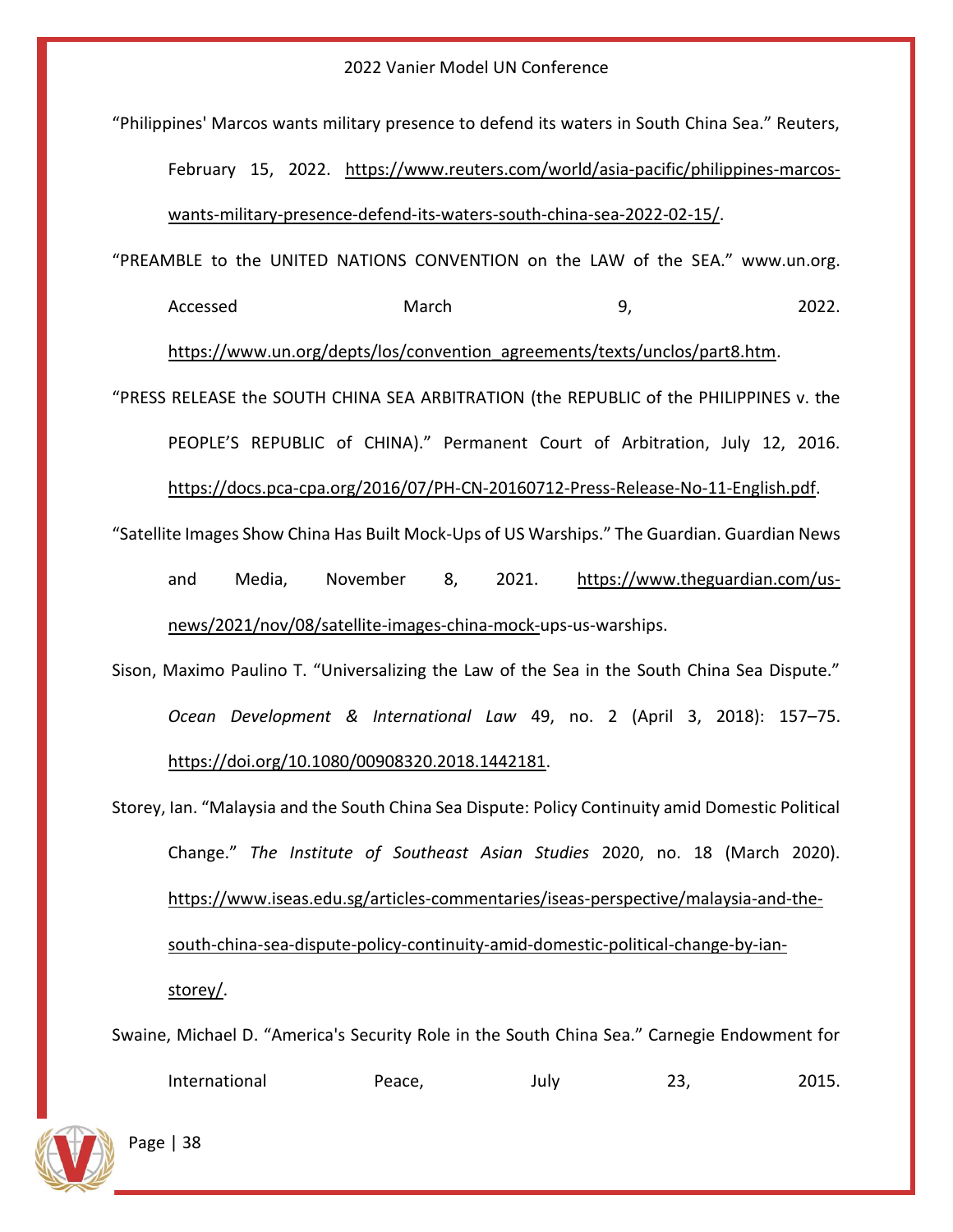"Philippines' Marcos wants military presence to defend its waters in South China Sea." Reuters, February 15, 2022. https://www.reuters.com/world/asia-pacific/philippines-marcos-wants-military-presence-defend-its-waters-south-china-sea-2022-02-15/.

"PREAMBLE to the UNITED NATIONS CONVENTION on the LAW of the SEA." www.un.org. Accessed March 9, 2022. https://www.un.org/depts/los/convention_agreements/texts/unclos/part8.htm.

"PRESS RELEASE the SOUTH CHINA SEA ARBITRATION (the REPUBLIC of the PHILIPPINES v. the PEOPLE'S REPUBLIC of CHINA)." Permanent Court of Arbitration, July 12, 2016. https://docs.pca-cpa.org/2016/07/PH-CN-20160712-Press-Release-No-11-English.pdf.

"Satellite Images Show China Has Built Mock-Ups of US Warships." The Guardian. Guardian News and Media, November 8, 2021. https://www.theguardian.com/us-news/2021/nov/08/satellite-images-china-mock-ups-us-warships.

Sison, Maximo Paulino T. "Universalizing the Law of the Sea in the South China Sea Dispute." *Ocean Development & International Law* 49, no. 2 (April 3, 2018): 157–75. https://doi.org/10.1080/00908320.2018.1442181.

Storey, Ian. "Malaysia and the South China Sea Dispute: Policy Continuity amid Domestic Political Change." *The Institute of Southeast Asian Studies* 2020, no. 18 (March 2020). https://www.iseas.edu.sg/articles-commentaries/iseas-perspective/malaysia-and-the-south-china-sea-dispute-policy-continuity-amid-domestic-political-change-by-ian-storey/.

Swaine, Michael D. "America's Security Role in the South China Sea." Carnegie Endowment for International Peace, July 23, 2015.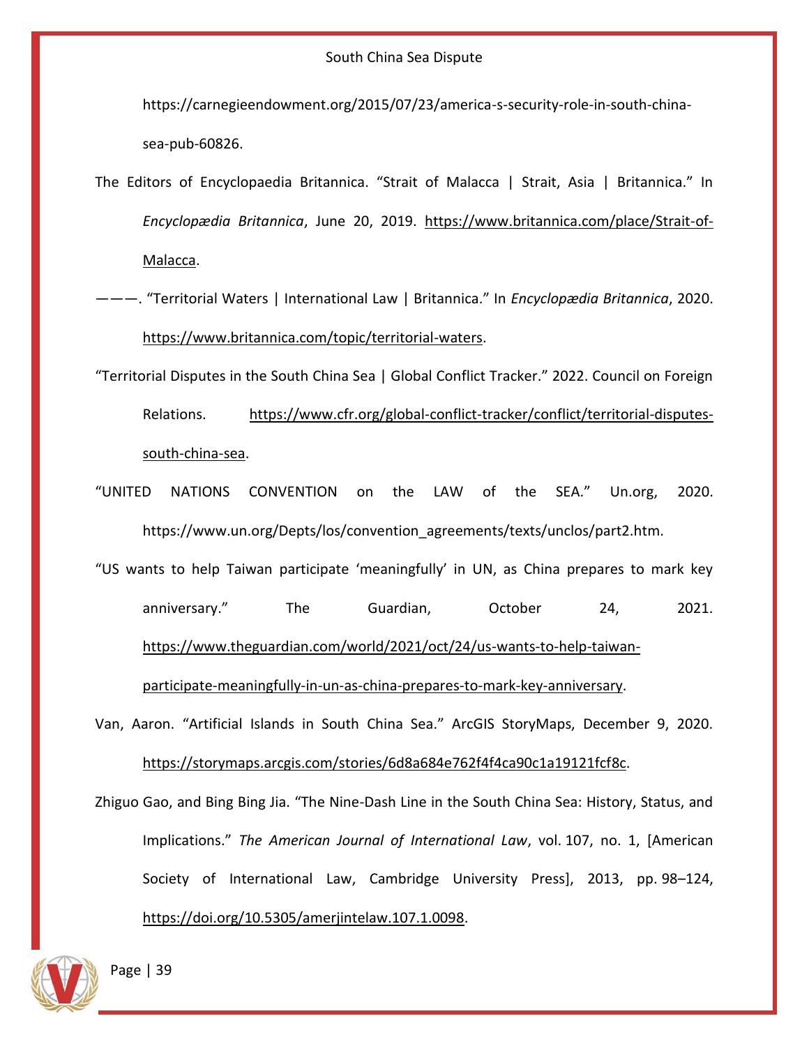https://carnegieendowment.org/2015/07/23/america-s-security-role-in-south-china-sea-pub-60826.

The Editors of Encyclopaedia Britannica. "Strait of Malacca | Strait, Asia | Britannica." In *Encyclopædia Britannica*, June 20, 2019. https://www.britannica.com/place/Strait-of-Malacca.

———. "Territorial Waters | International Law | Britannica." In *Encyclopædia Britannica*, 2020. https://www.britannica.com/topic/territorial-waters.

"Territorial Disputes in the South China Sea | Global Conflict Tracker." 2022. Council on Foreign Relations. https://www.cfr.org/global-conflict-tracker/conflict/territorial-disputes-south-china-sea.

"UNITED NATIONS CONVENTION on the LAW of the SEA." Un.org, 2020. https://www.un.org/Depts/los/convention_agreements/texts/unclos/part2.htm.

"US wants to help Taiwan participate 'meaningfully' in UN, as China prepares to mark key anniversary." The Guardian, October 24, 2021. https://www.theguardian.com/world/2021/oct/24/us-wants-to-help-taiwan-participate-meaningfully-in-un-as-china-prepares-to-mark-key-anniversary.

Van, Aaron. "Artificial Islands in South China Sea." ArcGIS StoryMaps, December 9, 2020. https://storymaps.arcgis.com/stories/6d8a684e762f4f4ca90c1a19121fcf8c.

Zhiguo Gao, and Bing Bing Jia. "The Nine-Dash Line in the South China Sea: History, Status, and Implications." *The American Journal of International Law*, vol. 107, no. 1, [American Society of International Law, Cambridge University Press], 2013, pp. 98–124, https://doi.org/10.5305/amerjintelaw.107.1.0098.